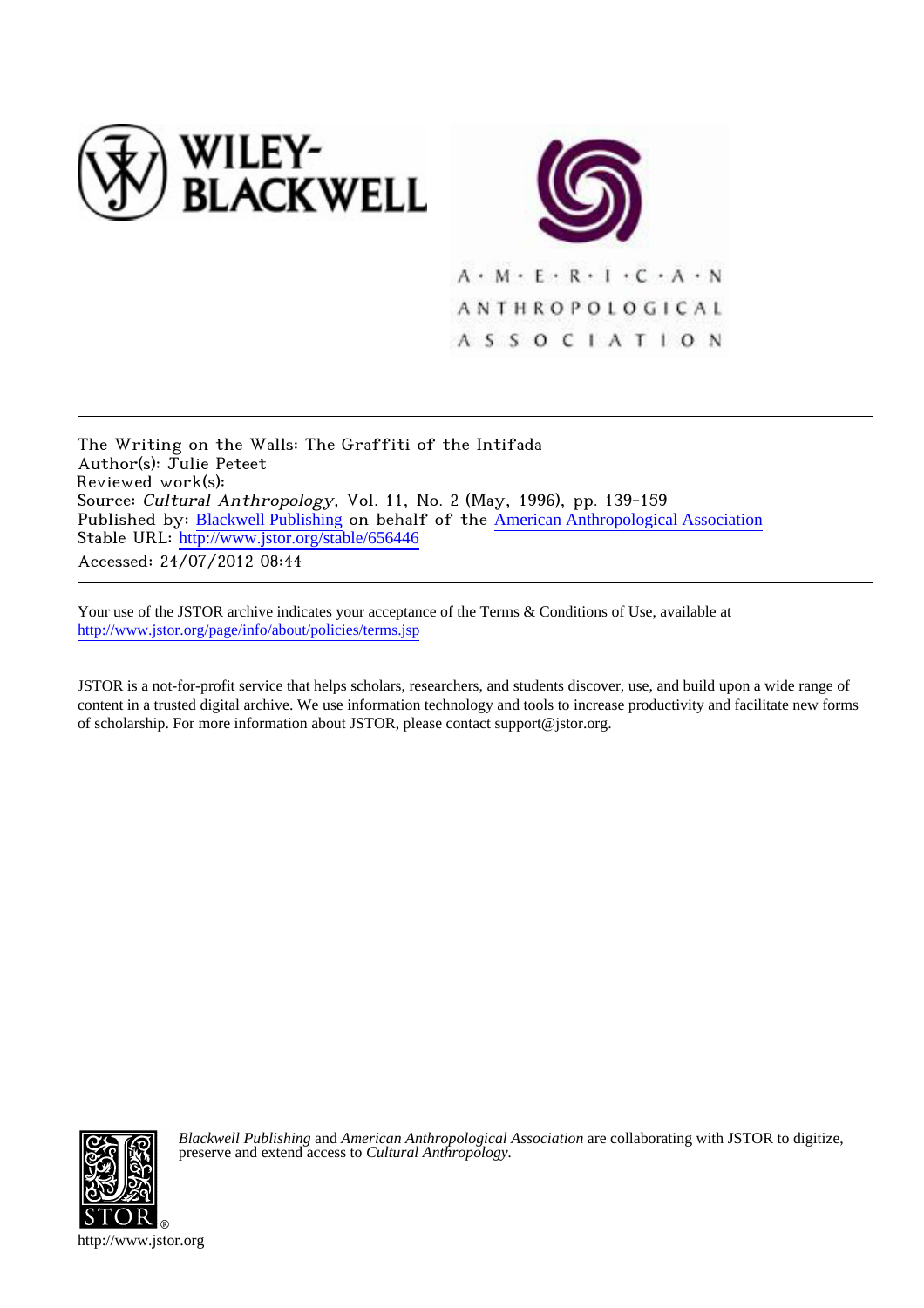The Writing on the Walls: The Graffiti of the Intifada
Author(s): Julie Peteet
Reviewed work(s):
Source: *Cultural Anthropology*, Vol. 11, No. 2 (May, 1996), pp. 139-159
Published by: Blackwell Publishing on behalf of the American Anthropological Association
Stable URL: http://www.jstor.org/stable/656446
Accessed: 24/07/2012 08:44

---

Your use of the JSTOR archive indicates your acceptance of the Terms & Conditions of Use, available at http://www.jstor.org/page/info/about/policies/terms.jsp

JSTOR is a not-for-profit service that helps scholars, researchers, and students discover, use, and build upon a wide range of content in a trusted digital archive. We use information technology and tools to increase productivity and facilitate new forms of scholarship. For more information about JSTOR, please contact support@jstor.org.

*Blackwell Publishing* and *American Anthropological Association* are collaborating with JSTOR to digitize, preserve and extend access to *Cultural Anthropology*.

http://www.jstor.org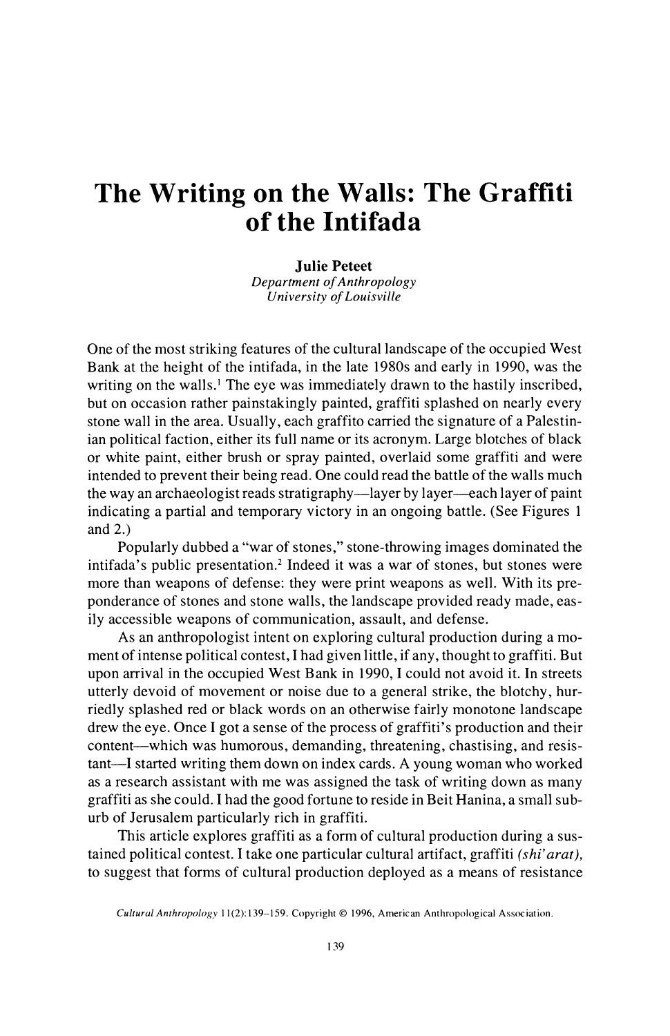# The Writing on the Walls: The Graffiti of the Intifada

**Julie Peteet**
*Department of Anthropology*
*University of Louisville*

One of the most striking features of the cultural landscape of the occupied West Bank at the height of the intifada, in the late 1980s and early in 1990, was the writing on the walls.[1] The eye was immediately drawn to the hastily inscribed, but on occasion rather painstakingly painted, graffiti splashed on nearly every stone wall in the area. Usually, each graffito carried the signature of a Palestinian political faction, either its full name or its acronym. Large blotches of black or white paint, either brush or spray painted, overlaid some graffiti and were intended to prevent their being read. One could read the battle of the walls much the way an archaeologist reads stratigraphy—layer by layer—each layer of paint indicating a partial and temporary victory in an ongoing battle. (See Figures 1 and 2.)

Popularly dubbed a "war of stones," stone-throwing images dominated the intifada's public presentation.[2] Indeed it was a war of stones, but stones were more than weapons of defense: they were print weapons as well. With its preponderance of stones and stone walls, the landscape provided ready made, easily accessible weapons of communication, assault, and defense.

As an anthropologist intent on exploring cultural production during a moment of intense political contest, I had given little, if any, thought to graffiti. But upon arrival in the occupied West Bank in 1990, I could not avoid it. In streets utterly devoid of movement or noise due to a general strike, the blotchy, hurriedly splashed red or black words on an otherwise fairly monotone landscape drew the eye. Once I got a sense of the process of graffiti's production and their content—which was humorous, demanding, threatening, chastising, and resistant—I started writing them down on index cards. A young woman who worked as a research assistant with me was assigned the task of writing down as many graffiti as she could. I had the good fortune to reside in Beit Hanina, a small suburb of Jerusalem particularly rich in graffiti.

This article explores graffiti as a form of cultural production during a sustained political contest. I take one particular cultural artifact, graffiti *(shi'arat)*, to suggest that forms of cultural production deployed as a means of resistance

*Cultural Anthropology* 11(2):139–159. Copyright © 1996, American Anthropological Association.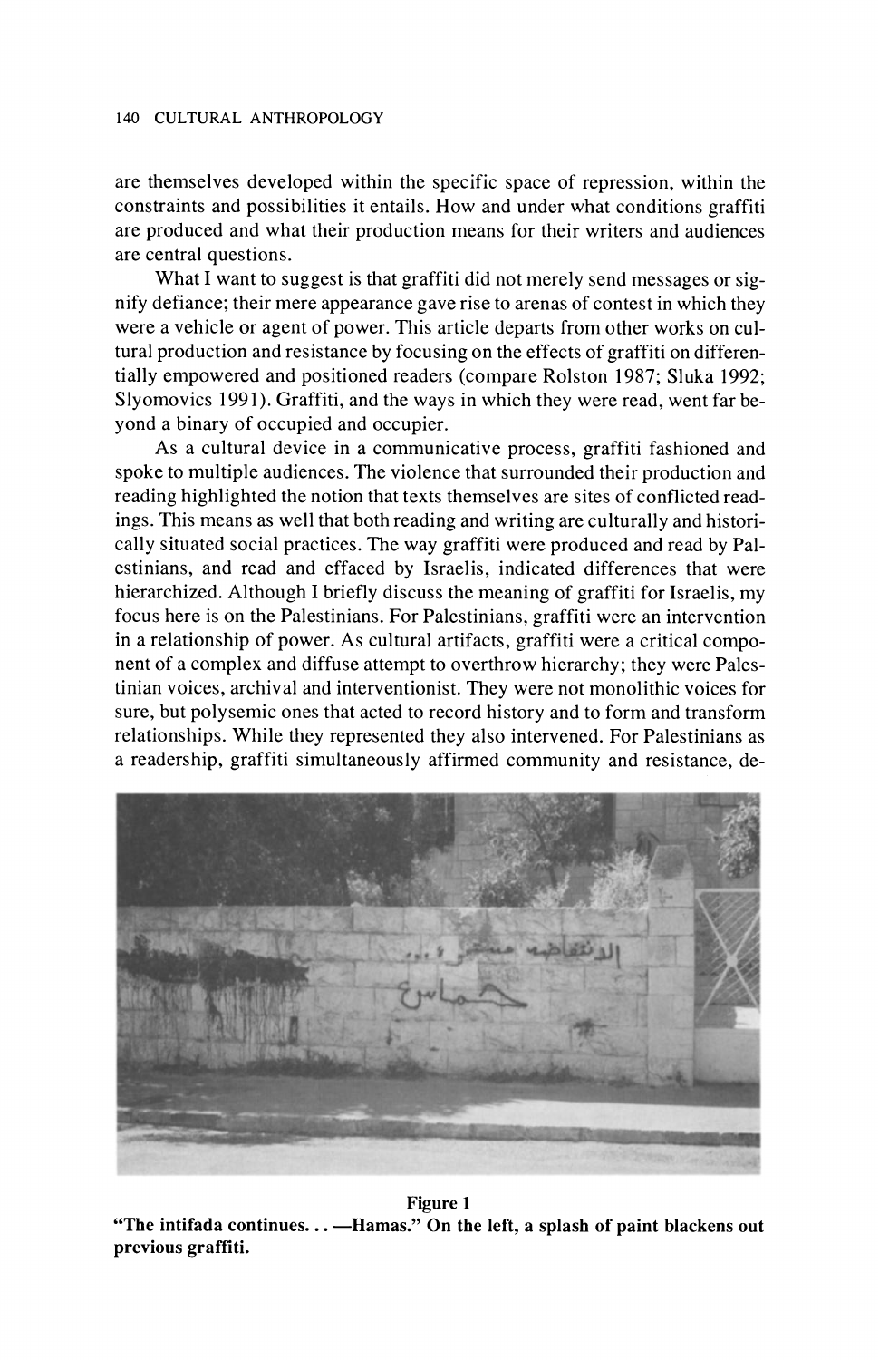are themselves developed within the specific space of repression, within the constraints and possibilities it entails. How and under what conditions graffiti are produced and what their production means for their writers and audiences are central questions.

What I want to suggest is that graffiti did not merely send messages or signify defiance; their mere appearance gave rise to arenas of contest in which they were a vehicle or agent of power. This article departs from other works on cultural production and resistance by focusing on the effects of graffiti on differentially empowered and positioned readers (compare Rolston 1987; Sluka 1992; Slyomovics 1991). Graffiti, and the ways in which they were read, went far beyond a binary of occupied and occupier.

As a cultural device in a communicative process, graffiti fashioned and spoke to multiple audiences. The violence that surrounded their production and reading highlighted the notion that texts themselves are sites of conflicted readings. This means as well that both reading and writing are culturally and historically situated social practices. The way graffiti were produced and read by Palestinians, and read and effaced by Israelis, indicated differences that were hierarchized. Although I briefly discuss the meaning of graffiti for Israelis, my focus here is on the Palestinians. For Palestinians, graffiti were an intervention in a relationship of power. As cultural artifacts, graffiti were a critical component of a complex and diffuse attempt to overthrow hierarchy; they were Palestinian voices, archival and interventionist. They were not monolithic voices for sure, but polysemic ones that acted to record history and to form and transform relationships. While they represented they also intervened. For Palestinians as a readership, graffiti simultaneously affirmed community and resistance, de-

**Figure 1**
**"The intifada continues. . . —Hamas." On the left, a splash of paint blackens out previous graffiti.**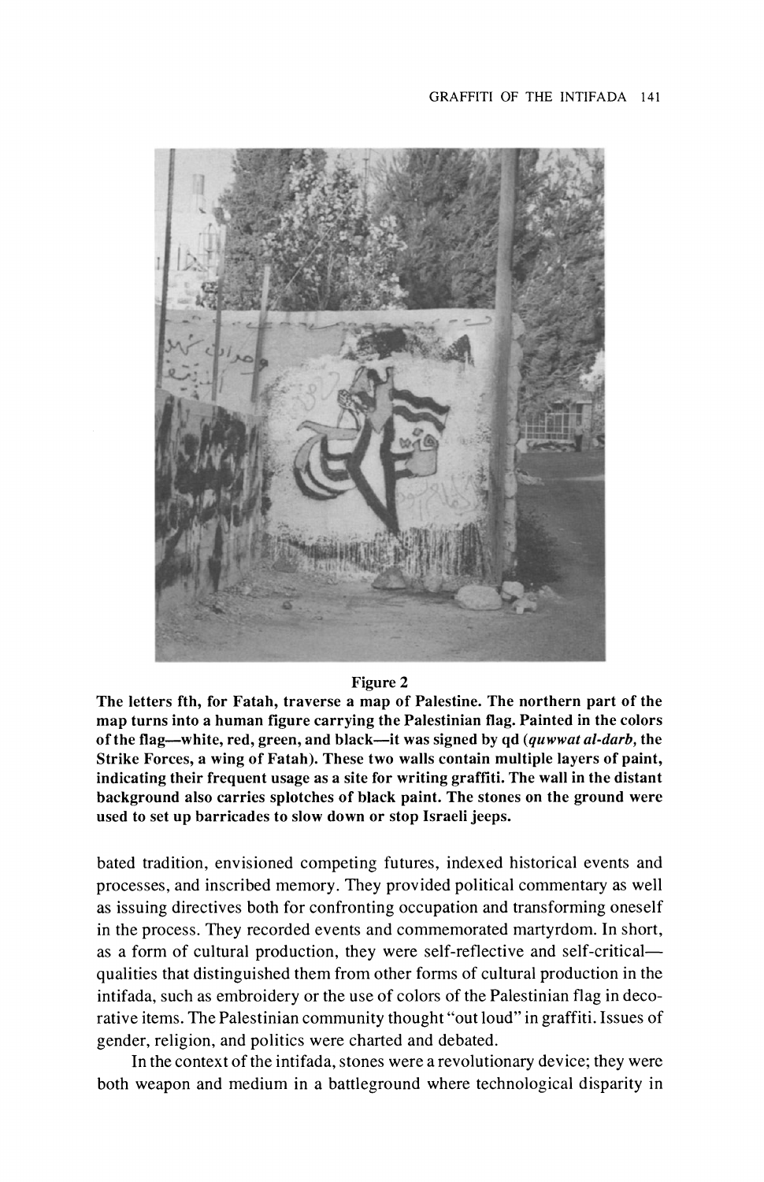**Figure 2**

**The letters fth, for Fatah, traverse a map of Palestine. The northern part of the map turns into a human figure carrying the Palestinian flag. Painted in the colors of the flag—white, red, green, and black—it was signed by qd (*quwwat al-darb,* the Strike Forces, a wing of Fatah). These two walls contain multiple layers of paint, indicating their frequent usage as a site for writing graffiti. The wall in the distant background also carries splotches of black paint. The stones on the ground were used to set up barricades to slow down or stop Israeli jeeps.**

bated tradition, envisioned competing futures, indexed historical events and processes, and inscribed memory. They provided political commentary as well as issuing directives both for confronting occupation and transforming oneself in the process. They recorded events and commemorated martyrdom. In short, as a form of cultural production, they were self-reflective and self-critical—qualities that distinguished them from other forms of cultural production in the intifada, such as embroidery or the use of colors of the Palestinian flag in decorative items. The Palestinian community thought "out loud" in graffiti. Issues of gender, religion, and politics were charted and debated.

In the context of the intifada, stones were a revolutionary device; they were both weapon and medium in a battleground where technological disparity in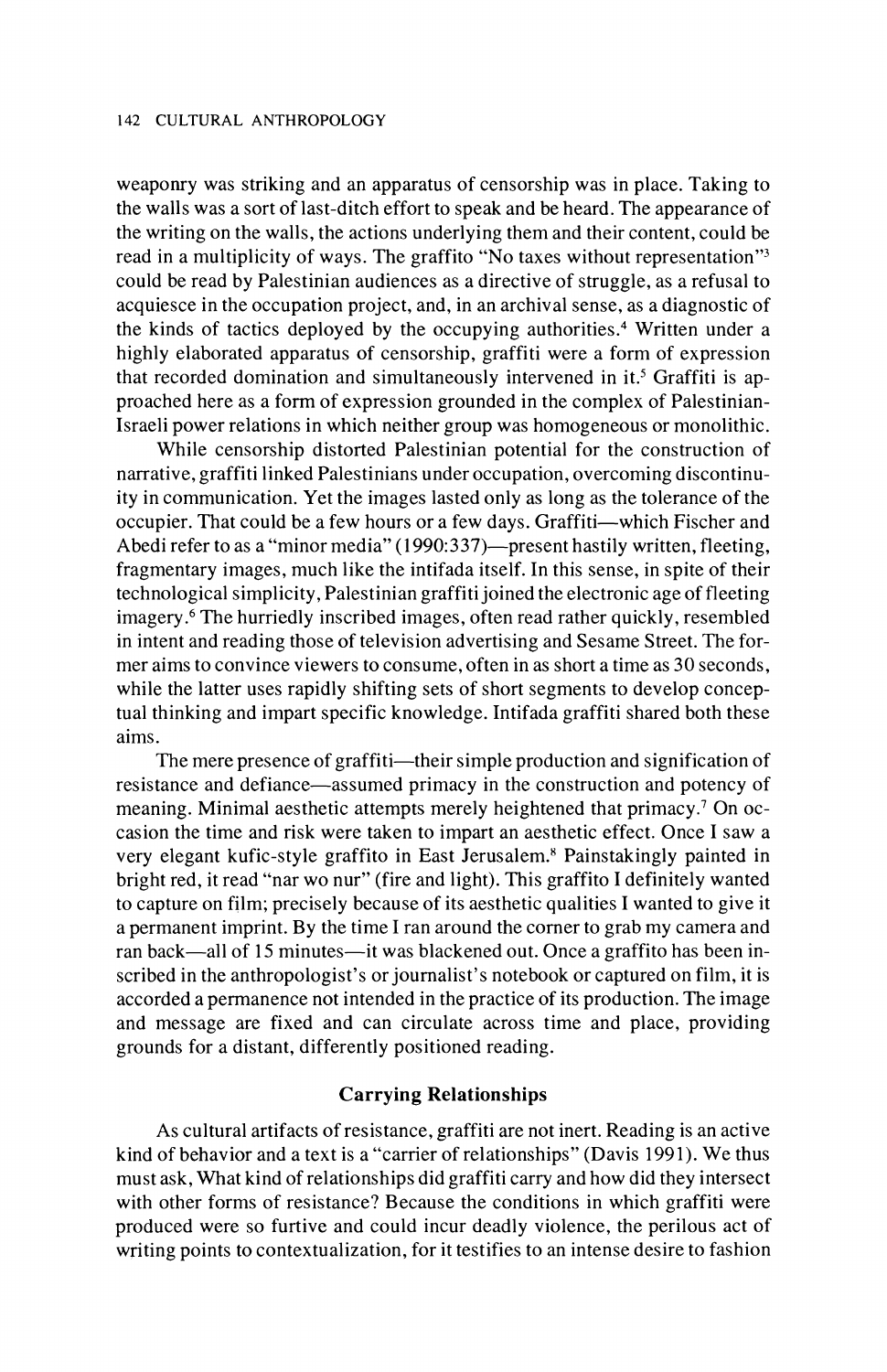weaponry was striking and an apparatus of censorship was in place. Taking to the walls was a sort of last-ditch effort to speak and be heard. The appearance of the writing on the walls, the actions underlying them and their content, could be read in a multiplicity of ways. The graffito "No taxes without representation"[3] could be read by Palestinian audiences as a directive of struggle, as a refusal to acquiesce in the occupation project, and, in an archival sense, as a diagnostic of the kinds of tactics deployed by the occupying authorities.[4] Written under a highly elaborated apparatus of censorship, graffiti were a form of expression that recorded domination and simultaneously intervened in it.[5] Graffiti is approached here as a form of expression grounded in the complex of Palestinian-Israeli power relations in which neither group was homogeneous or monolithic.

While censorship distorted Palestinian potential for the construction of narrative, graffiti linked Palestinians under occupation, overcoming discontinuity in communication. Yet the images lasted only as long as the tolerance of the occupier. That could be a few hours or a few days. Graffiti—which Fischer and Abedi refer to as a "minor media" (1990:337)—present hastily written, fleeting, fragmentary images, much like the intifada itself. In this sense, in spite of their technological simplicity, Palestinian graffiti joined the electronic age of fleeting imagery.[6] The hurriedly inscribed images, often read rather quickly, resembled in intent and reading those of television advertising and Sesame Street. The former aims to convince viewers to consume, often in as short a time as 30 seconds, while the latter uses rapidly shifting sets of short segments to develop conceptual thinking and impart specific knowledge. Intifada graffiti shared both these aims.

The mere presence of graffiti—their simple production and signification of resistance and defiance—assumed primacy in the construction and potency of meaning. Minimal aesthetic attempts merely heightened that primacy.[7] On occasion the time and risk were taken to impart an aesthetic effect. Once I saw a very elegant kufic-style graffito in East Jerusalem.[8] Painstakingly painted in bright red, it read "nar wo nur" (fire and light). This graffito I definitely wanted to capture on film; precisely because of its aesthetic qualities I wanted to give it a permanent imprint. By the time I ran around the corner to grab my camera and ran back—all of 15 minutes—it was blackened out. Once a graffito has been inscribed in the anthropologist's or journalist's notebook or captured on film, it is accorded a permanence not intended in the practice of its production. The image and message are fixed and can circulate across time and place, providing grounds for a distant, differently positioned reading.

## Carrying Relationships

As cultural artifacts of resistance, graffiti are not inert. Reading is an active kind of behavior and a text is a "carrier of relationships" (Davis 1991). We thus must ask, What kind of relationships did graffiti carry and how did they intersect with other forms of resistance? Because the conditions in which graffiti were produced were so furtive and could incur deadly violence, the perilous act of writing points to contextualization, for it testifies to an intense desire to fashion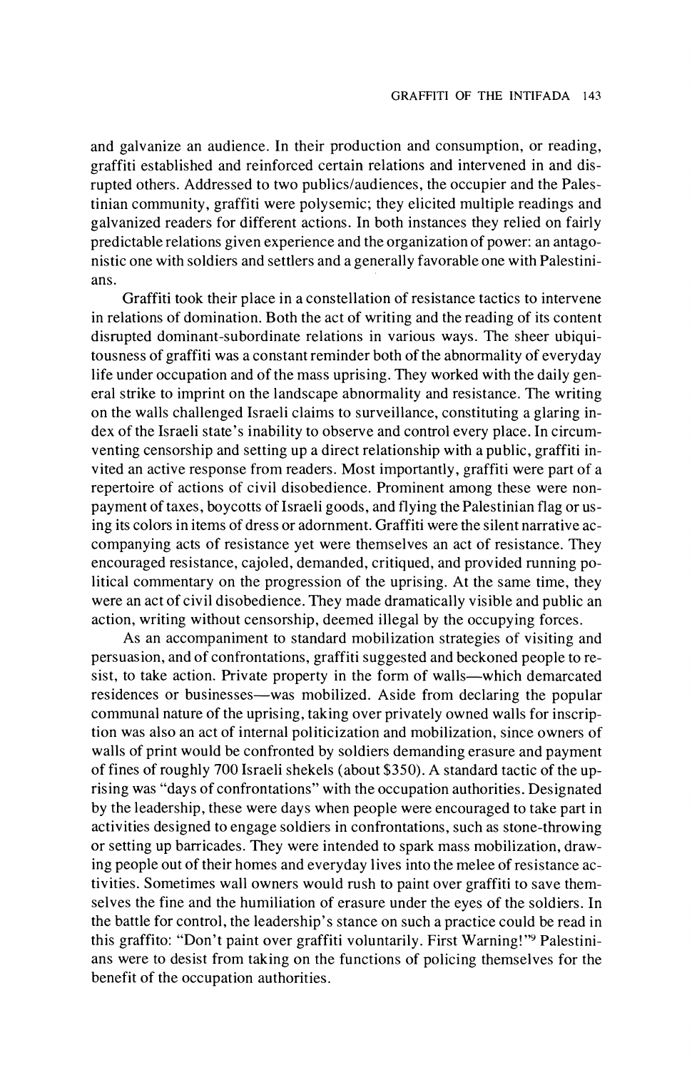and galvanize an audience. In their production and consumption, or reading, graffiti established and reinforced certain relations and intervened in and disrupted others. Addressed to two publics/audiences, the occupier and the Palestinian community, graffiti were polysemic; they elicited multiple readings and galvanized readers for different actions. In both instances they relied on fairly predictable relations given experience and the organization of power: an antagonistic one with soldiers and settlers and a generally favorable one with Palestinians.

Graffiti took their place in a constellation of resistance tactics to intervene in relations of domination. Both the act of writing and the reading of its content disrupted dominant-subordinate relations in various ways. The sheer ubiquitousness of graffiti was a constant reminder both of the abnormality of everyday life under occupation and of the mass uprising. They worked with the daily general strike to imprint on the landscape abnormality and resistance. The writing on the walls challenged Israeli claims to surveillance, constituting a glaring index of the Israeli state's inability to observe and control every place. In circumventing censorship and setting up a direct relationship with a public, graffiti invited an active response from readers. Most importantly, graffiti were part of a repertoire of actions of civil disobedience. Prominent among these were nonpayment of taxes, boycotts of Israeli goods, and flying the Palestinian flag or using its colors in items of dress or adornment. Graffiti were the silent narrative accompanying acts of resistance yet were themselves an act of resistance. They encouraged resistance, cajoled, demanded, critiqued, and provided running political commentary on the progression of the uprising. At the same time, they were an act of civil disobedience. They made dramatically visible and public an action, writing without censorship, deemed illegal by the occupying forces.

As an accompaniment to standard mobilization strategies of visiting and persuasion, and of confrontations, graffiti suggested and beckoned people to resist, to take action. Private property in the form of walls—which demarcated residences or businesses—was mobilized. Aside from declaring the popular communal nature of the uprising, taking over privately owned walls for inscription was also an act of internal politicization and mobilization, since owners of walls of print would be confronted by soldiers demanding erasure and payment of fines of roughly 700 Israeli shekels (about $350). A standard tactic of the uprising was "days of confrontations" with the occupation authorities. Designated by the leadership, these were days when people were encouraged to take part in activities designed to engage soldiers in confrontations, such as stone-throwing or setting up barricades. They were intended to spark mass mobilization, drawing people out of their homes and everyday lives into the melee of resistance activities. Sometimes wall owners would rush to paint over graffiti to save themselves the fine and the humiliation of erasure under the eyes of the soldiers. In the battle for control, the leadership's stance on such a practice could be read in this graffito: "Don't paint over graffiti voluntarily. First Warning!"[9] Palestinians were to desist from taking on the functions of policing themselves for the benefit of the occupation authorities.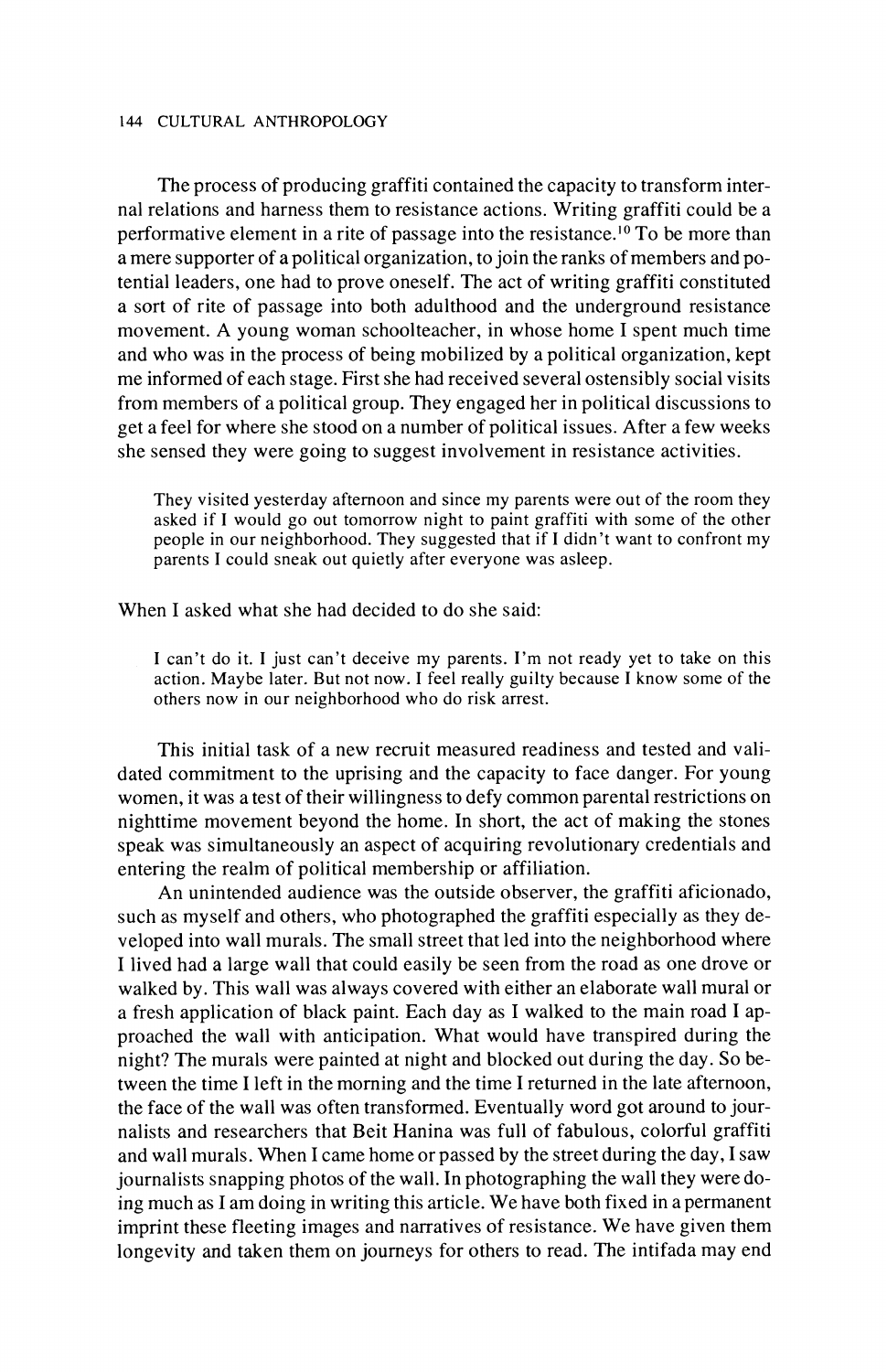The process of producing graffiti contained the capacity to transform internal relations and harness them to resistance actions. Writing graffiti could be a performative element in a rite of passage into the resistance.[10] To be more than a mere supporter of a political organization, to join the ranks of members and potential leaders, one had to prove oneself. The act of writing graffiti constituted a sort of rite of passage into both adulthood and the underground resistance movement. A young woman schoolteacher, in whose home I spent much time and who was in the process of being mobilized by a political organization, kept me informed of each stage. First she had received several ostensibly social visits from members of a political group. They engaged her in political discussions to get a feel for where she stood on a number of political issues. After a few weeks she sensed they were going to suggest involvement in resistance activities.

> They visited yesterday afternoon and since my parents were out of the room they asked if I would go out tomorrow night to paint graffiti with some of the other people in our neighborhood. They suggested that if I didn't want to confront my parents I could sneak out quietly after everyone was asleep.

When I asked what she had decided to do she said:

> I can't do it. I just can't deceive my parents. I'm not ready yet to take on this action. Maybe later. But not now. I feel really guilty because I know some of the others now in our neighborhood who do risk arrest.

This initial task of a new recruit measured readiness and tested and validated commitment to the uprising and the capacity to face danger. For young women, it was a test of their willingness to defy common parental restrictions on nighttime movement beyond the home. In short, the act of making the stones speak was simultaneously an aspect of acquiring revolutionary credentials and entering the realm of political membership or affiliation.

An unintended audience was the outside observer, the graffiti aficionado, such as myself and others, who photographed the graffiti especially as they developed into wall murals. The small street that led into the neighborhood where I lived had a large wall that could easily be seen from the road as one drove or walked by. This wall was always covered with either an elaborate wall mural or a fresh application of black paint. Each day as I walked to the main road I approached the wall with anticipation. What would have transpired during the night? The murals were painted at night and blocked out during the day. So between the time I left in the morning and the time I returned in the late afternoon, the face of the wall was often transformed. Eventually word got around to journalists and researchers that Beit Hanina was full of fabulous, colorful graffiti and wall murals. When I came home or passed by the street during the day, I saw journalists snapping photos of the wall. In photographing the wall they were doing much as I am doing in writing this article. We have both fixed in a permanent imprint these fleeting images and narratives of resistance. We have given them longevity and taken them on journeys for others to read. The intifada may end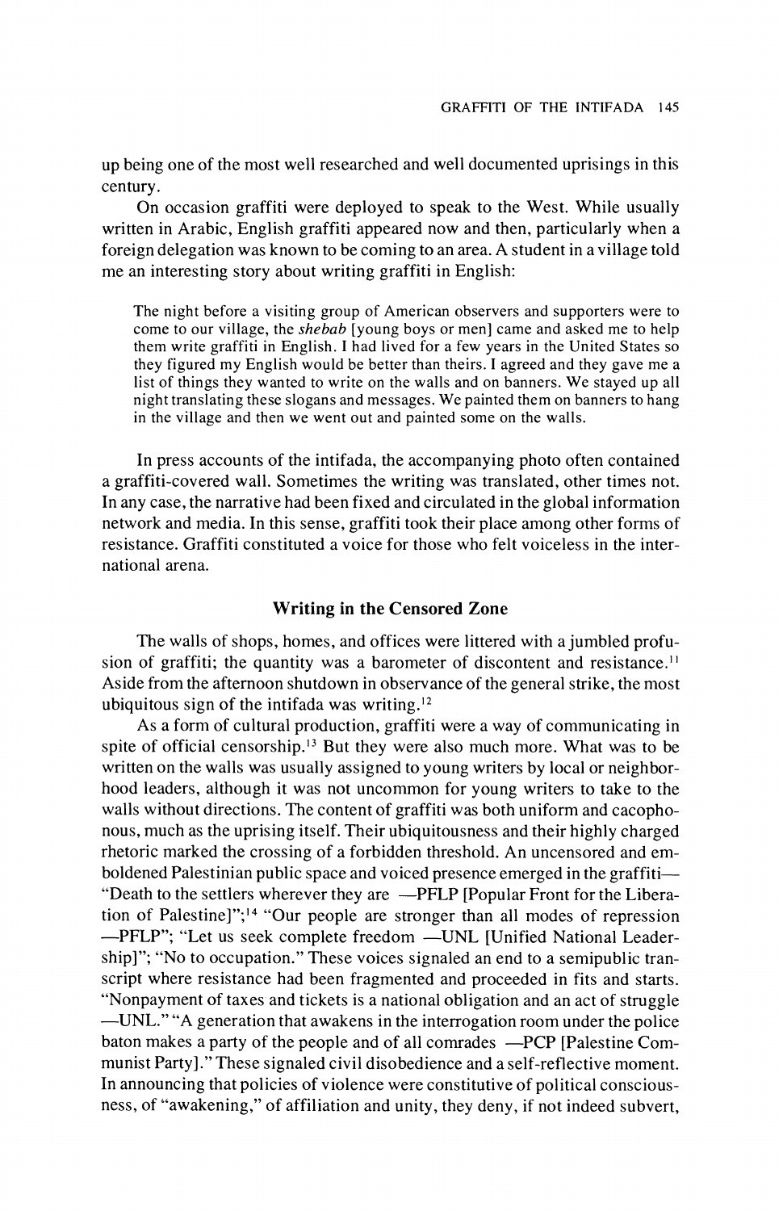up being one of the most well researched and well documented uprisings in this century.

On occasion graffiti were deployed to speak to the West. While usually written in Arabic, English graffiti appeared now and then, particularly when a foreign delegation was known to be coming to an area. A student in a village told me an interesting story about writing graffiti in English:

> The night before a visiting group of American observers and supporters were to come to our village, the *shebab* [young boys or men] came and asked me to help them write graffiti in English. I had lived for a few years in the United States so they figured my English would be better than theirs. I agreed and they gave me a list of things they wanted to write on the walls and on banners. We stayed up all night translating these slogans and messages. We painted them on banners to hang in the village and then we went out and painted some on the walls.

In press accounts of the intifada, the accompanying photo often contained a graffiti-covered wall. Sometimes the writing was translated, other times not. In any case, the narrative had been fixed and circulated in the global information network and media. In this sense, graffiti took their place among other forms of resistance. Graffiti constituted a voice for those who felt voiceless in the international arena.

## Writing in the Censored Zone

The walls of shops, homes, and offices were littered with a jumbled profusion of graffiti; the quantity was a barometer of discontent and resistance.[11] Aside from the afternoon shutdown in observance of the general strike, the most ubiquitous sign of the intifada was writing.[12]

As a form of cultural production, graffiti were a way of communicating in spite of official censorship.[13] But they were also much more. What was to be written on the walls was usually assigned to young writers by local or neighborhood leaders, although it was not uncommon for young writers to take to the walls without directions. The content of graffiti was both uniform and cacophonous, much as the uprising itself. Their ubiquitousness and their highly charged rhetoric marked the crossing of a forbidden threshold. An uncensored and emboldened Palestinian public space and voiced presence emerged in the graffiti—"Death to the settlers wherever they are —PFLP [Popular Front for the Liberation of Palestine]";[14] "Our people are stronger than all modes of repression —PFLP"; "Let us seek complete freedom —UNL [Unified National Leadership]"; "No to occupation." These voices signaled an end to a semipublic transcript where resistance had been fragmented and proceeded in fits and starts. "Nonpayment of taxes and tickets is a national obligation and an act of struggle —UNL." "A generation that awakens in the interrogation room under the police baton makes a party of the people and of all comrades —PCP [Palestine Communist Party]." These signaled civil disobedience and a self-reflective moment. In announcing that policies of violence were constitutive of political consciousness, of "awakening," of affiliation and unity, they deny, if not indeed subvert,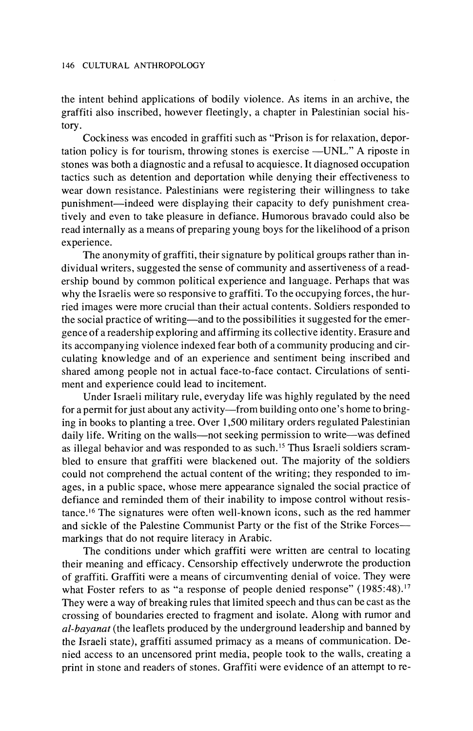the intent behind applications of bodily violence. As items in an archive, the graffiti also inscribed, however fleetingly, a chapter in Palestinian social history.

Cockiness was encoded in graffiti such as "Prison is for relaxation, deportation policy is for tourism, throwing stones is exercise —UNL." A riposte in stones was both a diagnostic and a refusal to acquiesce. It diagnosed occupation tactics such as detention and deportation while denying their effectiveness to wear down resistance. Palestinians were registering their willingness to take punishment—indeed were displaying their capacity to defy punishment creatively and even to take pleasure in defiance. Humorous bravado could also be read internally as a means of preparing young boys for the likelihood of a prison experience.

The anonymity of graffiti, their signature by political groups rather than individual writers, suggested the sense of community and assertiveness of a readership bound by common political experience and language. Perhaps that was why the Israelis were so responsive to graffiti. To the occupying forces, the hurried images were more crucial than their actual contents. Soldiers responded to the social practice of writing—and to the possibilities it suggested for the emergence of a readership exploring and affirming its collective identity. Erasure and its accompanying violence indexed fear both of a community producing and circulating knowledge and of an experience and sentiment being inscribed and shared among people not in actual face-to-face contact. Circulations of sentiment and experience could lead to incitement.

Under Israeli military rule, everyday life was highly regulated by the need for a permit for just about any activity—from building onto one's home to bringing in books to planting a tree. Over 1,500 military orders regulated Palestinian daily life. Writing on the walls—not seeking permission to write—was defined as illegal behavior and was responded to as such.[15] Thus Israeli soldiers scrambled to ensure that graffiti were blackened out. The majority of the soldiers could not comprehend the actual content of the writing; they responded to images, in a public space, whose mere appearance signaled the social practice of defiance and reminded them of their inability to impose control without resistance.[16] The signatures were often well-known icons, such as the red hammer and sickle of the Palestine Communist Party or the fist of the Strike Forces—markings that do not require literacy in Arabic.

The conditions under which graffiti were written are central to locating their meaning and efficacy. Censorship effectively underwrote the production of graffiti. Graffiti were a means of circumventing denial of voice. They were what Foster refers to as "a response of people denied response" (1985:48).[17] They were a way of breaking rules that limited speech and thus can be cast as the crossing of boundaries erected to fragment and isolate. Along with rumor and *al-bayanat* (the leaflets produced by the underground leadership and banned by the Israeli state), graffiti assumed primacy as a means of communication. Denied access to an uncensored print media, people took to the walls, creating a print in stone and readers of stones. Graffiti were evidence of an attempt to re-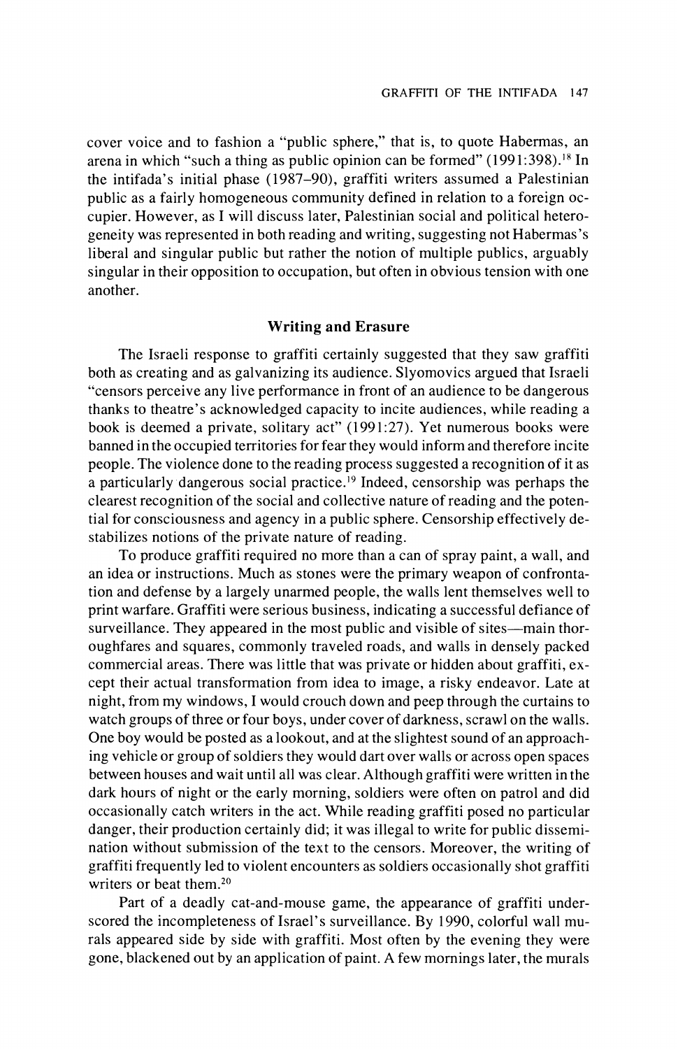cover voice and to fashion a "public sphere," that is, to quote Habermas, an arena in which "such a thing as public opinion can be formed" (1991:398).[18] In the intifada's initial phase (1987–90), graffiti writers assumed a Palestinian public as a fairly homogeneous community defined in relation to a foreign occupier. However, as I will discuss later, Palestinian social and political heterogeneity was represented in both reading and writing, suggesting not Habermas's liberal and singular public but rather the notion of multiple publics, arguably singular in their opposition to occupation, but often in obvious tension with one another.

## Writing and Erasure

The Israeli response to graffiti certainly suggested that they saw graffiti both as creating and as galvanizing its audience. Slyomovics argued that Israeli "censors perceive any live performance in front of an audience to be dangerous thanks to theatre's acknowledged capacity to incite audiences, while reading a book is deemed a private, solitary act" (1991:27). Yet numerous books were banned in the occupied territories for fear they would inform and therefore incite people. The violence done to the reading process suggested a recognition of it as a particularly dangerous social practice.[19] Indeed, censorship was perhaps the clearest recognition of the social and collective nature of reading and the potential for consciousness and agency in a public sphere. Censorship effectively destabilizes notions of the private nature of reading.

To produce graffiti required no more than a can of spray paint, a wall, and an idea or instructions. Much as stones were the primary weapon of confrontation and defense by a largely unarmed people, the walls lent themselves well to print warfare. Graffiti were serious business, indicating a successful defiance of surveillance. They appeared in the most public and visible of sites—main thoroughfares and squares, commonly traveled roads, and walls in densely packed commercial areas. There was little that was private or hidden about graffiti, except their actual transformation from idea to image, a risky endeavor. Late at night, from my windows, I would crouch down and peep through the curtains to watch groups of three or four boys, under cover of darkness, scrawl on the walls. One boy would be posted as a lookout, and at the slightest sound of an approaching vehicle or group of soldiers they would dart over walls or across open spaces between houses and wait until all was clear. Although graffiti were written in the dark hours of night or the early morning, soldiers were often on patrol and did occasionally catch writers in the act. While reading graffiti posed no particular danger, their production certainly did; it was illegal to write for public dissemination without submission of the text to the censors. Moreover, the writing of graffiti frequently led to violent encounters as soldiers occasionally shot graffiti writers or beat them.[20]

Part of a deadly cat-and-mouse game, the appearance of graffiti underscored the incompleteness of Israel's surveillance. By 1990, colorful wall murals appeared side by side with graffiti. Most often by the evening they were gone, blackened out by an application of paint. A few mornings later, the murals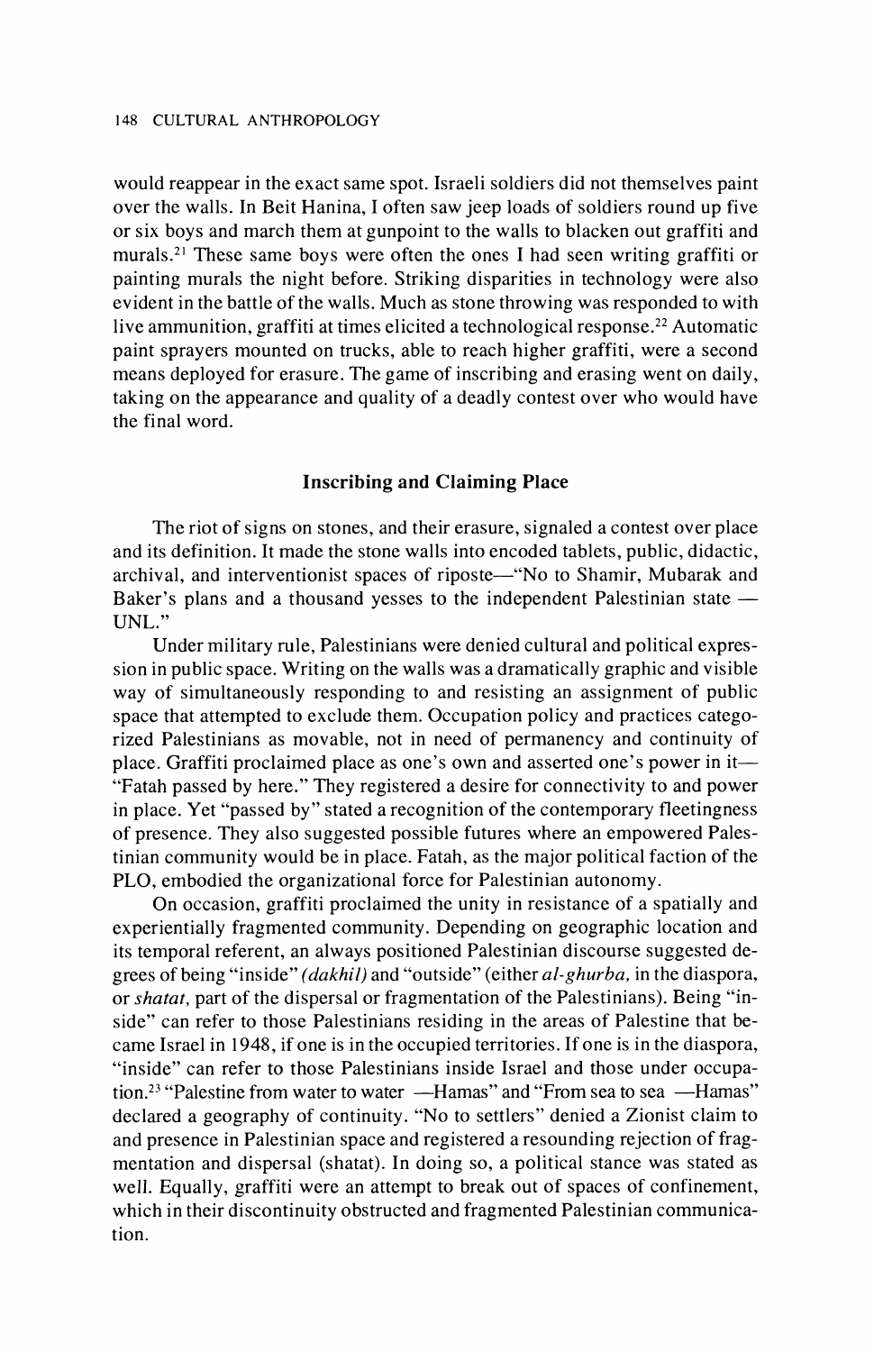would reappear in the exact same spot. Israeli soldiers did not themselves paint over the walls. In Beit Hanina, I often saw jeep loads of soldiers round up five or six boys and march them at gunpoint to the walls to blacken out graffiti and murals.[21] These same boys were often the ones I had seen writing graffiti or painting murals the night before. Striking disparities in technology were also evident in the battle of the walls. Much as stone throwing was responded to with live ammunition, graffiti at times elicited a technological response.[22] Automatic paint sprayers mounted on trucks, able to reach higher graffiti, were a second means deployed for erasure. The game of inscribing and erasing went on daily, taking on the appearance and quality of a deadly contest over who would have the final word.

## Inscribing and Claiming Place

The riot of signs on stones, and their erasure, signaled a contest over place and its definition. It made the stone walls into encoded tablets, public, didactic, archival, and interventionist spaces of riposte—"No to Shamir, Mubarak and Baker's plans and a thousand yesses to the independent Palestinian state — UNL."

Under military rule, Palestinians were denied cultural and political expression in public space. Writing on the walls was a dramatically graphic and visible way of simultaneously responding to and resisting an assignment of public space that attempted to exclude them. Occupation policy and practices categorized Palestinians as movable, not in need of permanency and continuity of place. Graffiti proclaimed place as one's own and asserted one's power in it—"Fatah passed by here." They registered a desire for connectivity to and power in place. Yet "passed by" stated a recognition of the contemporary fleetingness of presence. They also suggested possible futures where an empowered Palestinian community would be in place. Fatah, as the major political faction of the PLO, embodied the organizational force for Palestinian autonomy.

On occasion, graffiti proclaimed the unity in resistance of a spatially and experientially fragmented community. Depending on geographic location and its temporal referent, an always positioned Palestinian discourse suggested degrees of being "inside" *(dakhil)* and "outside" (either *al-ghurba,* in the diaspora, or *shatat*, part of the dispersal or fragmentation of the Palestinians). Being "inside" can refer to those Palestinians residing in the areas of Palestine that became Israel in 1948, if one is in the occupied territories. If one is in the diaspora, "inside" can refer to those Palestinians inside Israel and those under occupation.[23] "Palestine from water to water —Hamas" and "From sea to sea —Hamas" declared a geography of continuity. "No to settlers" denied a Zionist claim to and presence in Palestinian space and registered a resounding rejection of fragmentation and dispersal (shatat). In doing so, a political stance was stated as well. Equally, graffiti were an attempt to break out of spaces of confinement, which in their discontinuity obstructed and fragmented Palestinian communication.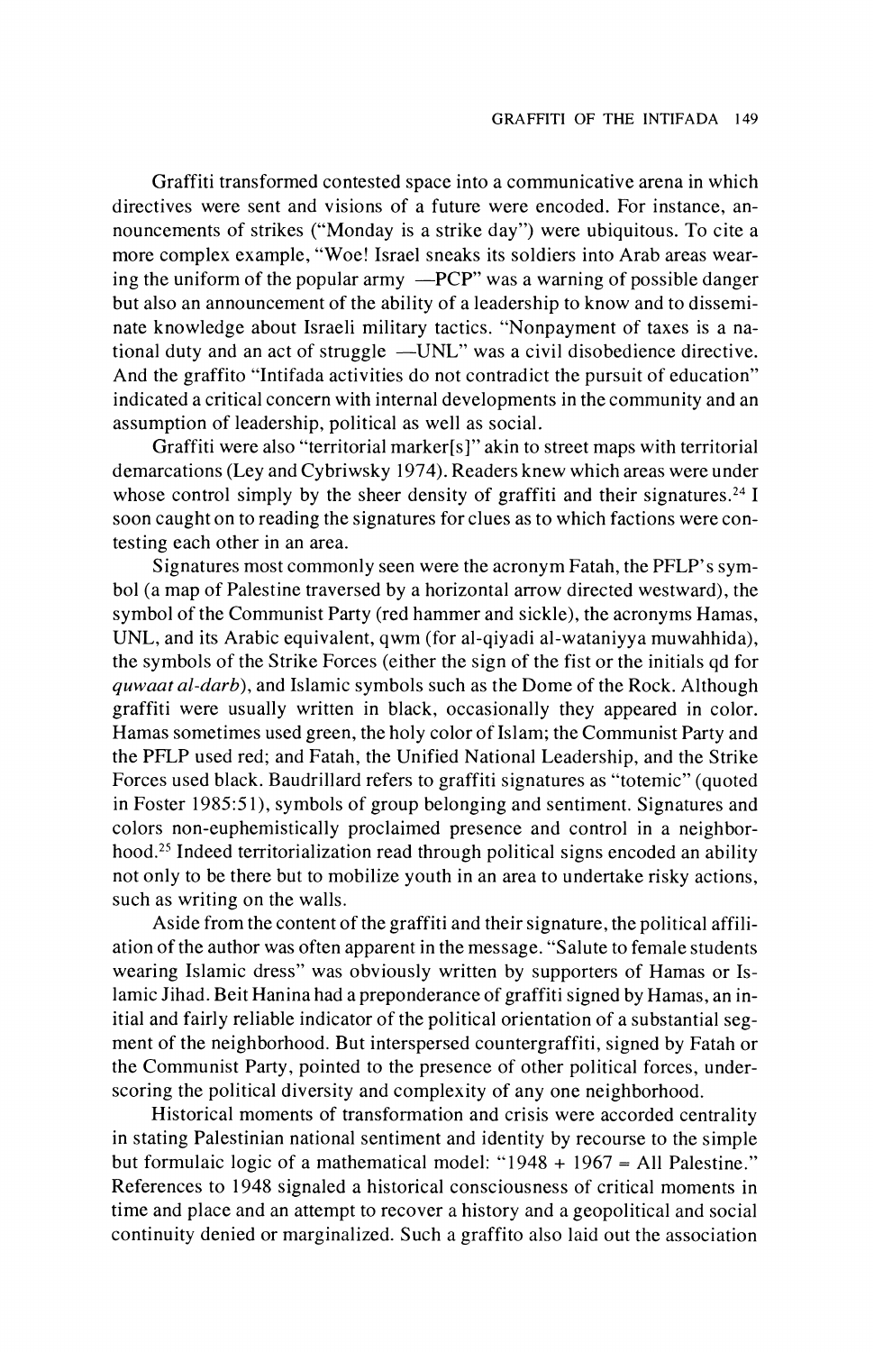Graffiti transformed contested space into a communicative arena in which directives were sent and visions of a future were encoded. For instance, announcements of strikes ("Monday is a strike day") were ubiquitous. To cite a more complex example, "Woe! Israel sneaks its soldiers into Arab areas wearing the uniform of the popular army —PCP" was a warning of possible danger but also an announcement of the ability of a leadership to know and to disseminate knowledge about Israeli military tactics. "Nonpayment of taxes is a national duty and an act of struggle —UNL" was a civil disobedience directive. And the graffito "Intifada activities do not contradict the pursuit of education" indicated a critical concern with internal developments in the community and an assumption of leadership, political as well as social.

Graffiti were also "territorial marker[s]" akin to street maps with territorial demarcations (Ley and Cybriwsky 1974). Readers knew which areas were under whose control simply by the sheer density of graffiti and their signatures.[24] I soon caught on to reading the signatures for clues as to which factions were contesting each other in an area.

Signatures most commonly seen were the acronym Fatah, the PFLP's symbol (a map of Palestine traversed by a horizontal arrow directed westward), the symbol of the Communist Party (red hammer and sickle), the acronyms Hamas, UNL, and its Arabic equivalent, qwm (for al-qiyadi al-wataniyya muwahhida), the symbols of the Strike Forces (either the sign of the fist or the initials qd for *quwaat al-darb*), and Islamic symbols such as the Dome of the Rock. Although graffiti were usually written in black, occasionally they appeared in color. Hamas sometimes used green, the holy color of Islam; the Communist Party and the PFLP used red; and Fatah, the Unified National Leadership, and the Strike Forces used black. Baudrillard refers to graffiti signatures as "totemic" (quoted in Foster 1985:51), symbols of group belonging and sentiment. Signatures and colors non-euphemistically proclaimed presence and control in a neighborhood.[25] Indeed territorialization read through political signs encoded an ability not only to be there but to mobilize youth in an area to undertake risky actions, such as writing on the walls.

Aside from the content of the graffiti and their signature, the political affiliation of the author was often apparent in the message. "Salute to female students wearing Islamic dress" was obviously written by supporters of Hamas or Islamic Jihad. Beit Hanina had a preponderance of graffiti signed by Hamas, an initial and fairly reliable indicator of the political orientation of a substantial segment of the neighborhood. But interspersed countergraffiti, signed by Fatah or the Communist Party, pointed to the presence of other political forces, underscoring the political diversity and complexity of any one neighborhood.

Historical moments of transformation and crisis were accorded centrality in stating Palestinian national sentiment and identity by recourse to the simple but formulaic logic of a mathematical model: "1948 + 1967 = All Palestine." References to 1948 signaled a historical consciousness of critical moments in time and place and an attempt to recover a history and a geopolitical and social continuity denied or marginalized. Such a graffito also laid out the association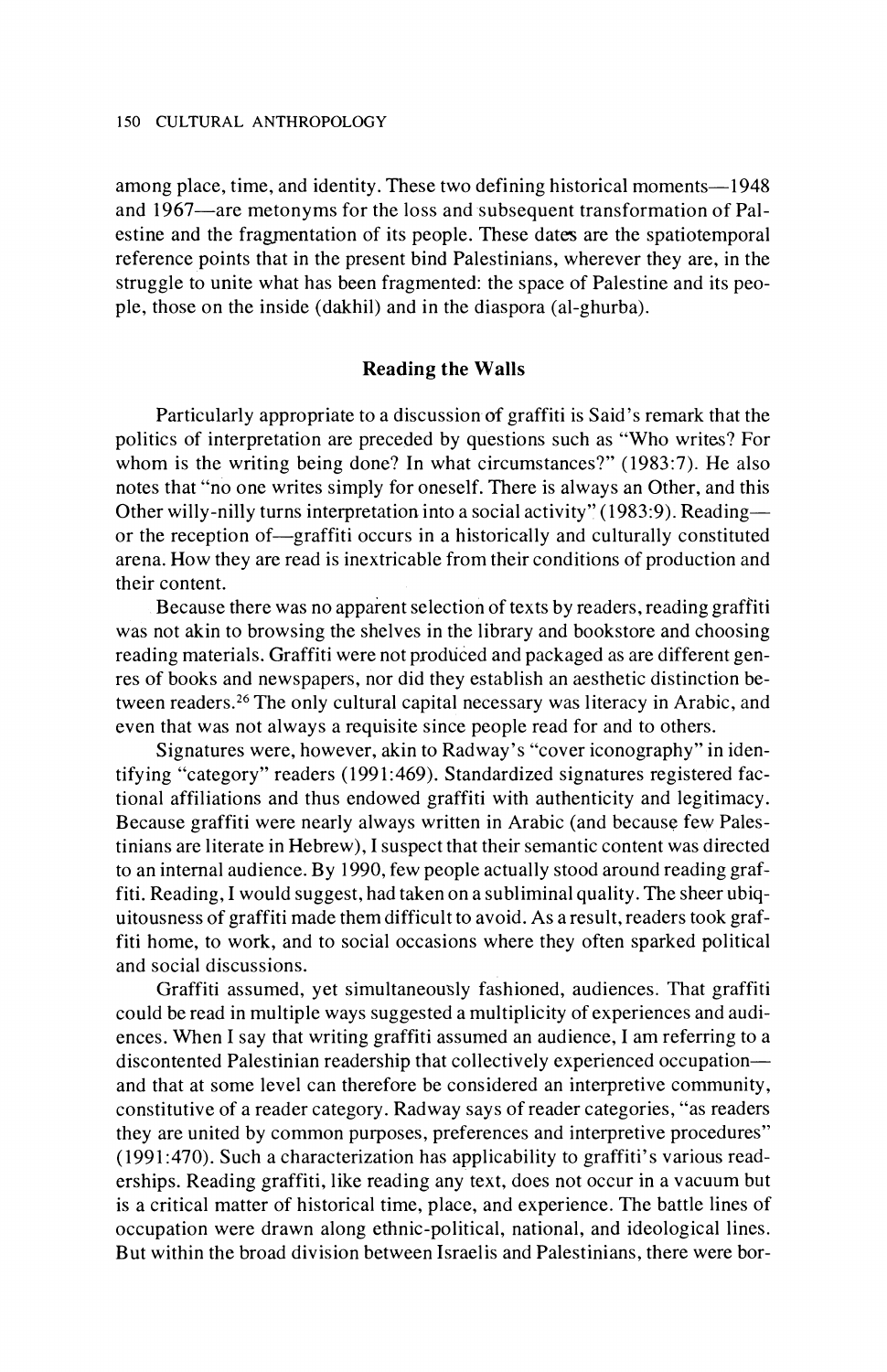among place, time, and identity. These two defining historical moments—1948 and 1967—are metonyms for the loss and subsequent transformation of Palestine and the fragmentation of its people. These dates are the spatiotemporal reference points that in the present bind Palestinians, wherever they are, in the struggle to unite what has been fragmented: the space of Palestine and its people, those on the inside (dakhil) and in the diaspora (al-ghurba).

## Reading the Walls

Particularly appropriate to a discussion of graffiti is Said's remark that the politics of interpretation are preceded by questions such as "Who writes? For whom is the writing being done? In what circumstances?" (1983:7). He also notes that "no one writes simply for oneself. There is always an Other, and this Other willy-nilly turns interpretation into a social activity" (1983:9). Reading—or the reception of—graffiti occurs in a historically and culturally constituted arena. How they are read is inextricable from their conditions of production and their content.

Because there was no apparent selection of texts by readers, reading graffiti was not akin to browsing the shelves in the library and bookstore and choosing reading materials. Graffiti were not produced and packaged as are different genres of books and newspapers, nor did they establish an aesthetic distinction between readers.[26] The only cultural capital necessary was literacy in Arabic, and even that was not always a requisite since people read for and to others.

Signatures were, however, akin to Radway's "cover iconography" in identifying "category" readers (1991:469). Standardized signatures registered factional affiliations and thus endowed graffiti with authenticity and legitimacy. Because graffiti were nearly always written in Arabic (and because few Palestinians are literate in Hebrew), I suspect that their semantic content was directed to an internal audience. By 1990, few people actually stood around reading graffiti. Reading, I would suggest, had taken on a subliminal quality. The sheer ubiquitousness of graffiti made them difficult to avoid. As a result, readers took graffiti home, to work, and to social occasions where they often sparked political and social discussions.

Graffiti assumed, yet simultaneously fashioned, audiences. That graffiti could be read in multiple ways suggested a multiplicity of experiences and audiences. When I say that writing graffiti assumed an audience, I am referring to a discontented Palestinian readership that collectively experienced occupation—and that at some level can therefore be considered an interpretive community, constitutive of a reader category. Radway says of reader categories, "as readers they are united by common purposes, preferences and interpretive procedures" (1991:470). Such a characterization has applicability to graffiti's various readerships. Reading graffiti, like reading any text, does not occur in a vacuum but is a critical matter of historical time, place, and experience. The battle lines of occupation were drawn along ethnic-political, national, and ideological lines. But within the broad division between Israelis and Palestinians, there were bor-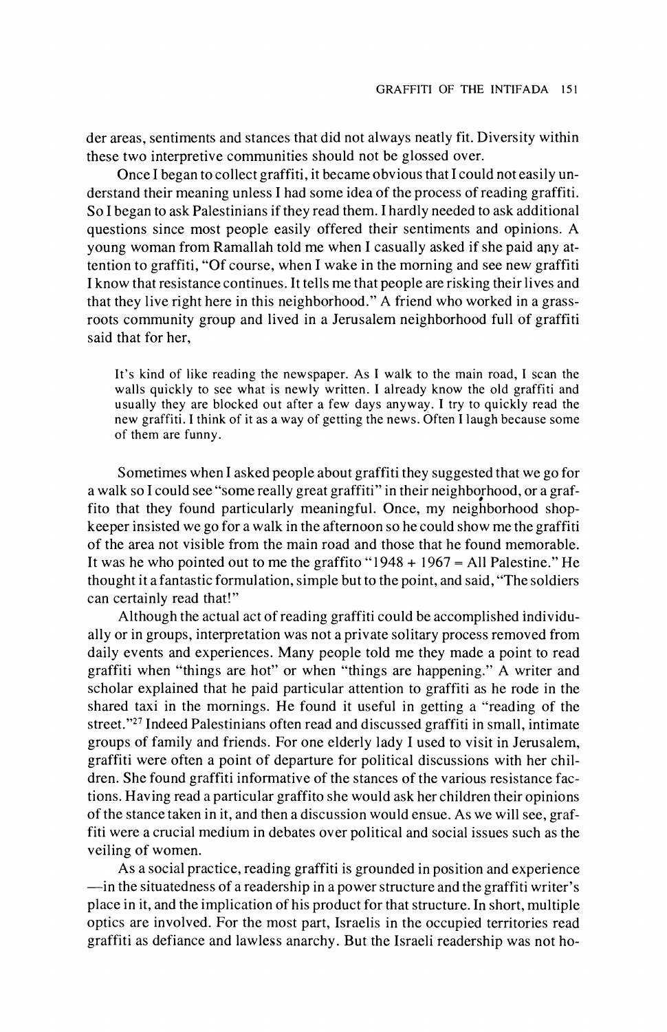der areas, sentiments and stances that did not always neatly fit. Diversity within these two interpretive communities should not be glossed over.

Once I began to collect graffiti, it became obvious that I could not easily understand their meaning unless I had some idea of the process of reading graffiti. So I began to ask Palestinians if they read them. I hardly needed to ask additional questions since most people easily offered their sentiments and opinions. A young woman from Ramallah told me when I casually asked if she paid any attention to graffiti, "Of course, when I wake in the morning and see new graffiti I know that resistance continues. It tells me that people are risking their lives and that they live right here in this neighborhood." A friend who worked in a grassroots community group and lived in a Jerusalem neighborhood full of graffiti said that for her,

> It's kind of like reading the newspaper. As I walk to the main road, I scan the walls quickly to see what is newly written. I already know the old graffiti and usually they are blocked out after a few days anyway. I try to quickly read the new graffiti. I think of it as a way of getting the news. Often I laugh because some of them are funny.

Sometimes when I asked people about graffiti they suggested that we go for a walk so I could see "some really great graffiti" in their neighborhood, or a graffito that they found particularly meaningful. Once, my neighborhood shopkeeper insisted we go for a walk in the afternoon so he could show me the graffiti of the area not visible from the main road and those that he found memorable. It was he who pointed out to me the graffito "1948 + 1967 = All Palestine." He thought it a fantastic formulation, simple but to the point, and said, "The soldiers can certainly read that!"

Although the actual act of reading graffiti could be accomplished individually or in groups, interpretation was not a private solitary process removed from daily events and experiences. Many people told me they made a point to read graffiti when "things are hot" or when "things are happening." A writer and scholar explained that he paid particular attention to graffiti as he rode in the shared taxi in the mornings. He found it useful in getting a "reading of the street."[27] Indeed Palestinians often read and discussed graffiti in small, intimate groups of family and friends. For one elderly lady I used to visit in Jerusalem, graffiti were often a point of departure for political discussions with her children. She found graffiti informative of the stances of the various resistance factions. Having read a particular graffito she would ask her children their opinions of the stance taken in it, and then a discussion would ensue. As we will see, graffiti were a crucial medium in debates over political and social issues such as the veiling of women.

As a social practice, reading graffiti is grounded in position and experience —in the situatedness of a readership in a power structure and the graffiti writer's place in it, and the implication of his product for that structure. In short, multiple optics are involved. For the most part, Israelis in the occupied territories read graffiti as defiance and lawless anarchy. But the Israeli readership was not ho-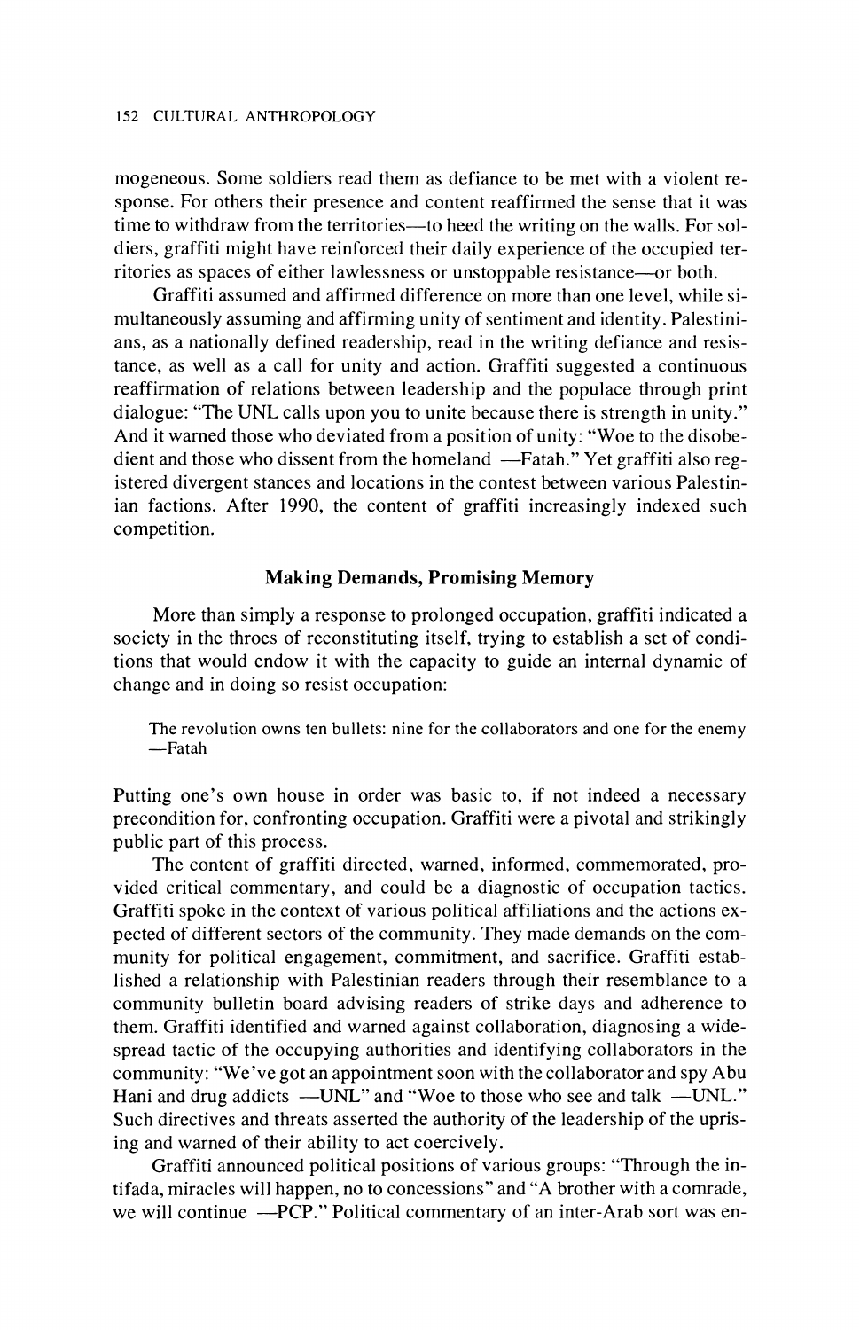mogeneous. Some soldiers read them as defiance to be met with a violent response. For others their presence and content reaffirmed the sense that it was time to withdraw from the territories—to heed the writing on the walls. For soldiers, graffiti might have reinforced their daily experience of the occupied territories as spaces of either lawlessness or unstoppable resistance—or both.

Graffiti assumed and affirmed difference on more than one level, while simultaneously assuming and affirming unity of sentiment and identity. Palestinians, as a nationally defined readership, read in the writing defiance and resistance, as well as a call for unity and action. Graffiti suggested a continuous reaffirmation of relations between leadership and the populace through print dialogue: "The UNL calls upon you to unite because there is strength in unity." And it warned those who deviated from a position of unity: "Woe to the disobedient and those who dissent from the homeland —Fatah." Yet graffiti also registered divergent stances and locations in the contest between various Palestinian factions. After 1990, the content of graffiti increasingly indexed such competition.

## Making Demands, Promising Memory

More than simply a response to prolonged occupation, graffiti indicated a society in the throes of reconstituting itself, trying to establish a set of conditions that would endow it with the capacity to guide an internal dynamic of change and in doing so resist occupation:

> The revolution owns ten bullets: nine for the collaborators and one for the enemy —Fatah

Putting one's own house in order was basic to, if not indeed a necessary precondition for, confronting occupation. Graffiti were a pivotal and strikingly public part of this process.

The content of graffiti directed, warned, informed, commemorated, provided critical commentary, and could be a diagnostic of occupation tactics. Graffiti spoke in the context of various political affiliations and the actions expected of different sectors of the community. They made demands on the community for political engagement, commitment, and sacrifice. Graffiti established a relationship with Palestinian readers through their resemblance to a community bulletin board advising readers of strike days and adherence to them. Graffiti identified and warned against collaboration, diagnosing a widespread tactic of the occupying authorities and identifying collaborators in the community: "We've got an appointment soon with the collaborator and spy Abu Hani and drug addicts —UNL" and "Woe to those who see and talk —UNL." Such directives and threats asserted the authority of the leadership of the uprising and warned of their ability to act coercively.

Graffiti announced political positions of various groups: "Through the intifada, miracles will happen, no to concessions" and "A brother with a comrade, we will continue —PCP." Political commentary of an inter-Arab sort was en-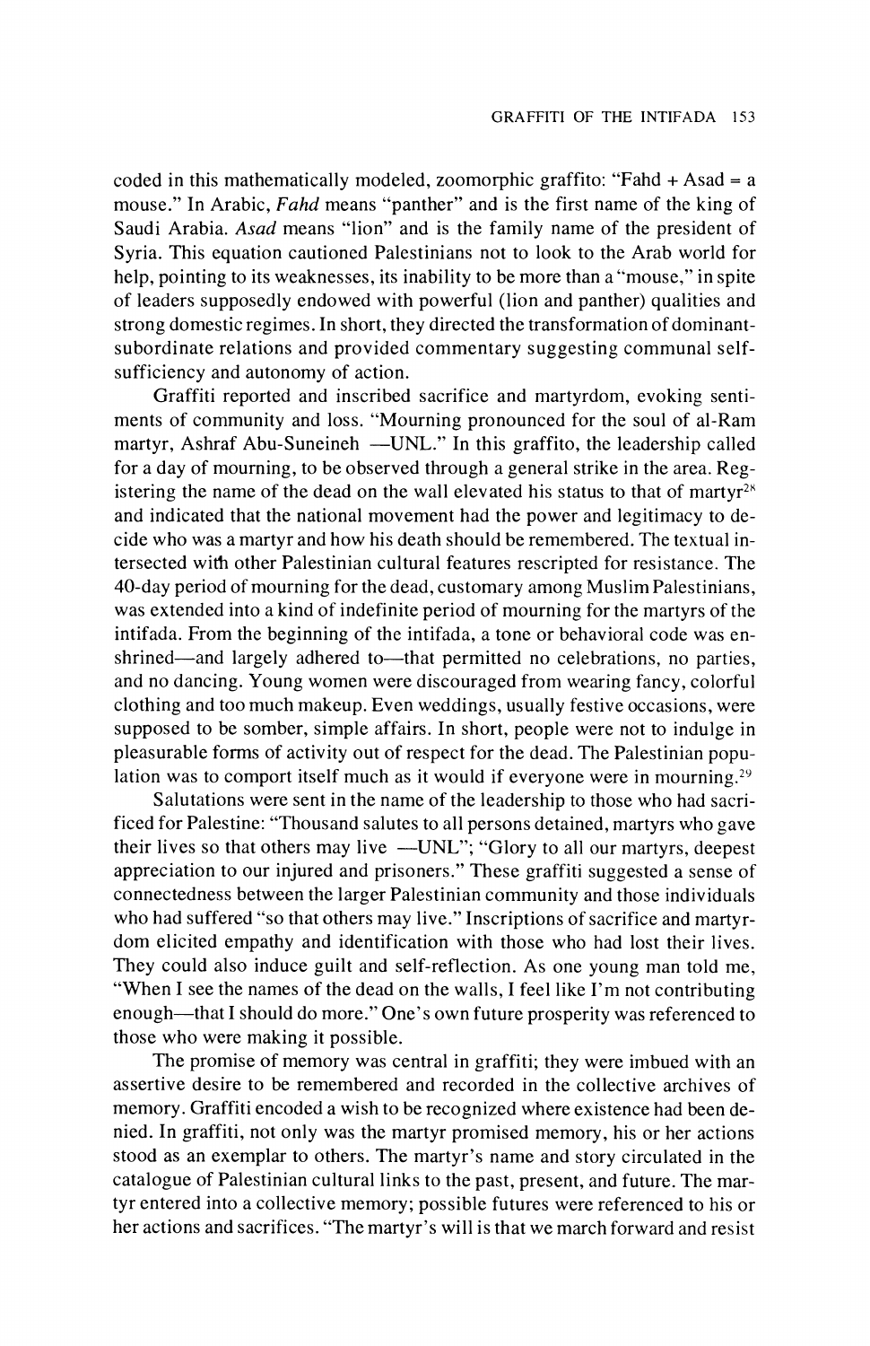coded in this mathematically modeled, zoomorphic graffito: "Fahd + Asad = a mouse." In Arabic, *Fahd* means "panther" and is the first name of the king of Saudi Arabia. *Asad* means "lion" and is the family name of the president of Syria. This equation cautioned Palestinians not to look to the Arab world for help, pointing to its weaknesses, its inability to be more than a "mouse," in spite of leaders supposedly endowed with powerful (lion and panther) qualities and strong domestic regimes. In short, they directed the transformation of dominant-subordinate relations and provided commentary suggesting communal self-sufficiency and autonomy of action.

Graffiti reported and inscribed sacrifice and martyrdom, evoking sentiments of community and loss. "Mourning pronounced for the soul of al-Ram martyr, Ashraf Abu-Suneineh —UNL." In this graffito, the leadership called for a day of mourning, to be observed through a general strike in the area. Registering the name of the dead on the wall elevated his status to that of martyr[28] and indicated that the national movement had the power and legitimacy to decide who was a martyr and how his death should be remembered. The textual intersected with other Palestinian cultural features rescripted for resistance. The 40-day period of mourning for the dead, customary among Muslim Palestinians, was extended into a kind of indefinite period of mourning for the martyrs of the intifada. From the beginning of the intifada, a tone or behavioral code was enshrined—and largely adhered to—that permitted no celebrations, no parties, and no dancing. Young women were discouraged from wearing fancy, colorful clothing and too much makeup. Even weddings, usually festive occasions, were supposed to be somber, simple affairs. In short, people were not to indulge in pleasurable forms of activity out of respect for the dead. The Palestinian population was to comport itself much as it would if everyone were in mourning.[29]

Salutations were sent in the name of the leadership to those who had sacrificed for Palestine: "Thousand salutes to all persons detained, martyrs who gave their lives so that others may live —UNL"; "Glory to all our martyrs, deepest appreciation to our injured and prisoners." These graffiti suggested a sense of connectedness between the larger Palestinian community and those individuals who had suffered "so that others may live." Inscriptions of sacrifice and martyrdom elicited empathy and identification with those who had lost their lives. They could also induce guilt and self-reflection. As one young man told me, "When I see the names of the dead on the walls, I feel like I'm not contributing enough—that I should do more." One's own future prosperity was referenced to those who were making it possible.

The promise of memory was central in graffiti; they were imbued with an assertive desire to be remembered and recorded in the collective archives of memory. Graffiti encoded a wish to be recognized where existence had been denied. In graffiti, not only was the martyr promised memory, his or her actions stood as an exemplar to others. The martyr's name and story circulated in the catalogue of Palestinian cultural links to the past, present, and future. The martyr entered into a collective memory; possible futures were referenced to his or her actions and sacrifices. "The martyr's will is that we march forward and resist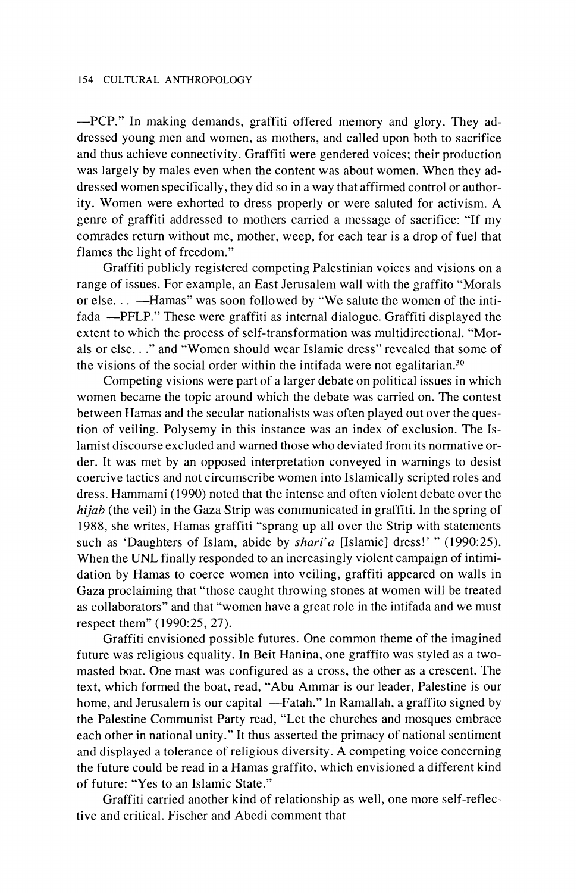—PCP." In making demands, graffiti offered memory and glory. They addressed young men and women, as mothers, and called upon both to sacrifice and thus achieve connectivity. Graffiti were gendered voices; their production was largely by males even when the content was about women. When they addressed women specifically, they did so in a way that affirmed control or authority. Women were exhorted to dress properly or were saluted for activism. A genre of graffiti addressed to mothers carried a message of sacrifice: "If my comrades return without me, mother, weep, for each tear is a drop of fuel that flames the light of freedom."

Graffiti publicly registered competing Palestinian voices and visions on a range of issues. For example, an East Jerusalem wall with the graffito "Morals or else. . . —Hamas" was soon followed by "We salute the women of the intifada —PFLP." These were graffiti as internal dialogue. Graffiti displayed the extent to which the process of self-transformation was multidirectional. "Morals or else. . ." and "Women should wear Islamic dress" revealed that some of the visions of the social order within the intifada were not egalitarian.[30]

Competing visions were part of a larger debate on political issues in which women became the topic around which the debate was carried on. The contest between Hamas and the secular nationalists was often played out over the question of veiling. Polysemy in this instance was an index of exclusion. The Islamist discourse excluded and warned those who deviated from its normative order. It was met by an opposed interpretation conveyed in warnings to desist coercive tactics and not circumscribe women into Islamically scripted roles and dress. Hammami (1990) noted that the intense and often violent debate over the *hijab* (the veil) in the Gaza Strip was communicated in graffiti. In the spring of 1988, she writes, Hamas graffiti "sprang up all over the Strip with statements such as 'Daughters of Islam, abide by *shari'a* [Islamic] dress!' " (1990:25). When the UNL finally responded to an increasingly violent campaign of intimidation by Hamas to coerce women into veiling, graffiti appeared on walls in Gaza proclaiming that "those caught throwing stones at women will be treated as collaborators" and that "women have a great role in the intifada and we must respect them" (1990:25, 27).

Graffiti envisioned possible futures. One common theme of the imagined future was religious equality. In Beit Hanina, one graffito was styled as a two-masted boat. One mast was configured as a cross, the other as a crescent. The text, which formed the boat, read, "Abu Ammar is our leader, Palestine is our home, and Jerusalem is our capital —Fatah." In Ramallah, a graffito signed by the Palestine Communist Party read, "Let the churches and mosques embrace each other in national unity." It thus asserted the primacy of national sentiment and displayed a tolerance of religious diversity. A competing voice concerning the future could be read in a Hamas graffito, which envisioned a different kind of future: "Yes to an Islamic State."

Graffiti carried another kind of relationship as well, one more self-reflective and critical. Fischer and Abedi comment that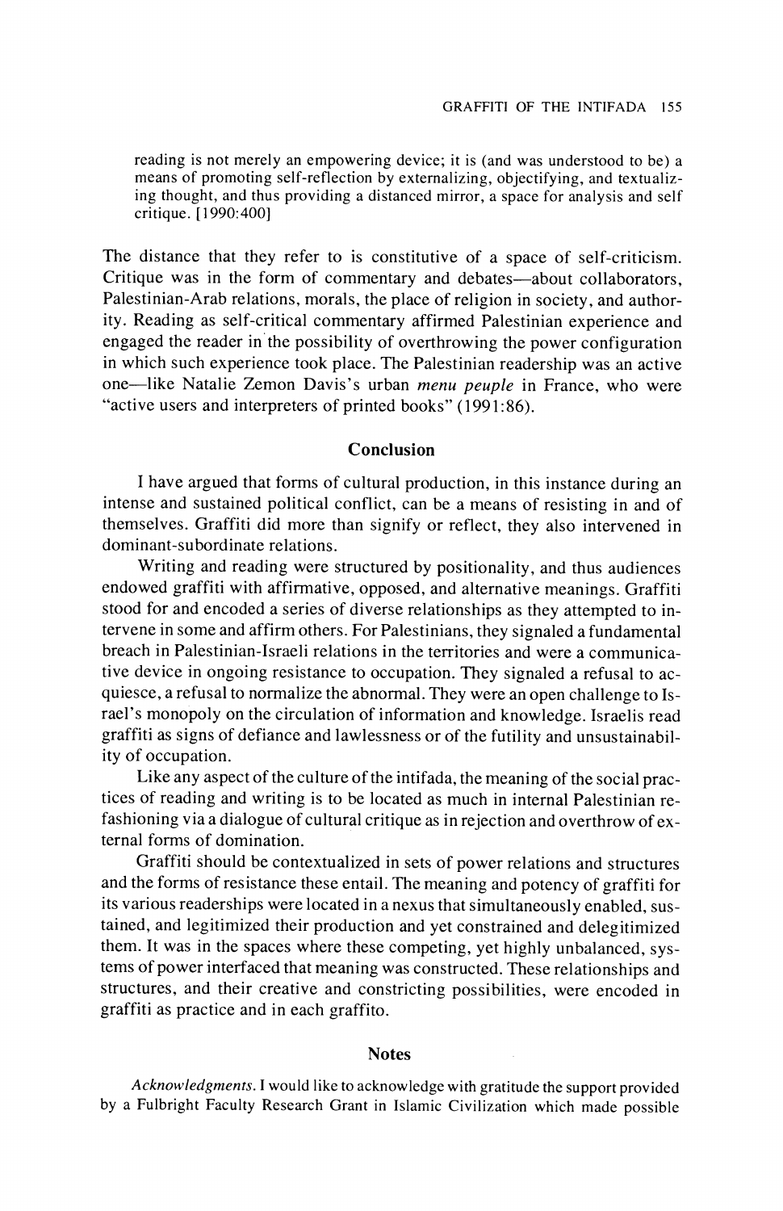> reading is not merely an empowering device; it is (and was understood to be) a means of promoting self-reflection by externalizing, objectifying, and textualizing thought, and thus providing a distanced mirror, a space for analysis and self critique. [1990:400]

The distance that they refer to is constitutive of a space of self-criticism. Critique was in the form of commentary and debates—about collaborators, Palestinian-Arab relations, morals, the place of religion in society, and authority. Reading as self-critical commentary affirmed Palestinian experience and engaged the reader in the possibility of overthrowing the power configuration in which such experience took place. The Palestinian readership was an active one—like Natalie Zemon Davis's urban *menu peuple* in France, who were "active users and interpreters of printed books" (1991:86).

## Conclusion

I have argued that forms of cultural production, in this instance during an intense and sustained political conflict, can be a means of resisting in and of themselves. Graffiti did more than signify or reflect, they also intervened in dominant-subordinate relations.

Writing and reading were structured by positionality, and thus audiences endowed graffiti with affirmative, opposed, and alternative meanings. Graffiti stood for and encoded a series of diverse relationships as they attempted to intervene in some and affirm others. For Palestinians, they signaled a fundamental breach in Palestinian-Israeli relations in the territories and were a communicative device in ongoing resistance to occupation. They signaled a refusal to acquiesce, a refusal to normalize the abnormal. They were an open challenge to Israel's monopoly on the circulation of information and knowledge. Israelis read graffiti as signs of defiance and lawlessness or of the futility and unsustainability of occupation.

Like any aspect of the culture of the intifada, the meaning of the social practices of reading and writing is to be located as much in internal Palestinian refashioning via a dialogue of cultural critique as in rejection and overthrow of external forms of domination.

Graffiti should be contextualized in sets of power relations and structures and the forms of resistance these entail. The meaning and potency of graffiti for its various readerships were located in a nexus that simultaneously enabled, sustained, and legitimized their production and yet constrained and delegitimized them. It was in the spaces where these competing, yet highly unbalanced, systems of power interfaced that meaning was constructed. These relationships and structures, and their creative and constricting possibilities, were encoded in graffiti as practice and in each graffito.

## Notes

*Acknowledgments.* I would like to acknowledge with gratitude the support provided by a Fulbright Faculty Research Grant in Islamic Civilization which made possible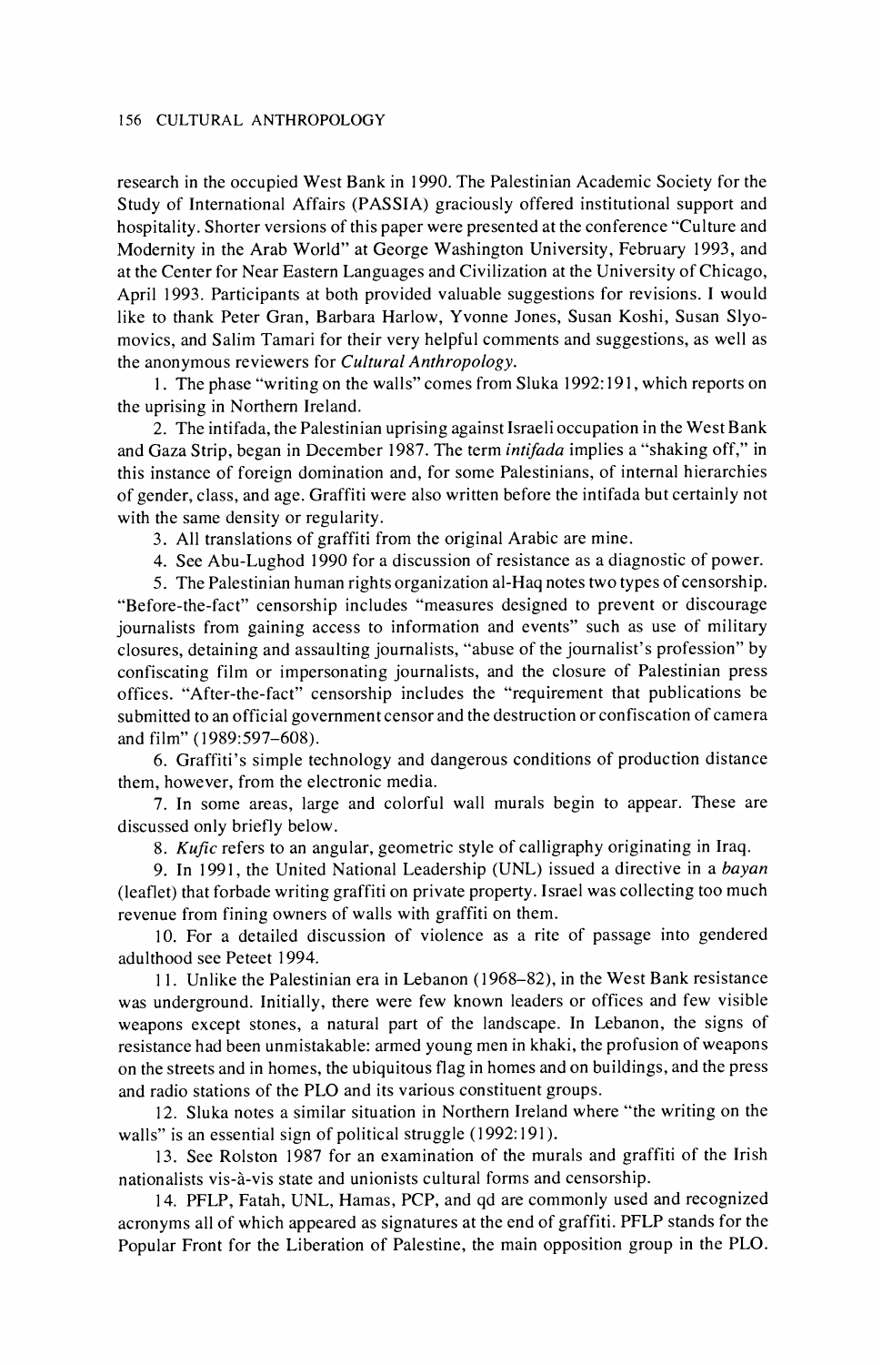research in the occupied West Bank in 1990. The Palestinian Academic Society for the Study of International Affairs (PASSIA) graciously offered institutional support and hospitality. Shorter versions of this paper were presented at the conference "Culture and Modernity in the Arab World" at George Washington University, February 1993, and at the Center for Near Eastern Languages and Civilization at the University of Chicago, April 1993. Participants at both provided valuable suggestions for revisions. I would like to thank Peter Gran, Barbara Harlow, Yvonne Jones, Susan Koshi, Susan Slyomovics, and Salim Tamari for their very helpful comments and suggestions, as well as the anonymous reviewers for *Cultural Anthropology*.

1. The phase "writing on the walls" comes from Sluka 1992:191, which reports on the uprising in Northern Ireland.

2. The intifada, the Palestinian uprising against Israeli occupation in the West Bank and Gaza Strip, began in December 1987. The term *intifada* implies a "shaking off," in this instance of foreign domination and, for some Palestinians, of internal hierarchies of gender, class, and age. Graffiti were also written before the intifada but certainly not with the same density or regularity.

3. All translations of graffiti from the original Arabic are mine.

4. See Abu-Lughod 1990 for a discussion of resistance as a diagnostic of power.

5. The Palestinian human rights organization al-Haq notes two types of censorship. "Before-the-fact" censorship includes "measures designed to prevent or discourage journalists from gaining access to information and events" such as use of military closures, detaining and assaulting journalists, "abuse of the journalist's profession" by confiscating film or impersonating journalists, and the closure of Palestinian press offices. "After-the-fact" censorship includes the "requirement that publications be submitted to an official government censor and the destruction or confiscation of camera and film" (1989:597–608).

6. Graffiti's simple technology and dangerous conditions of production distance them, however, from the electronic media.

7. In some areas, large and colorful wall murals begin to appear. These are discussed only briefly below.

8. *Kufic* refers to an angular, geometric style of calligraphy originating in Iraq.

9. In 1991, the United National Leadership (UNL) issued a directive in a *bayan* (leaflet) that forbade writing graffiti on private property. Israel was collecting too much revenue from fining owners of walls with graffiti on them.

10. For a detailed discussion of violence as a rite of passage into gendered adulthood see Peteet 1994.

11. Unlike the Palestinian era in Lebanon (1968–82), in the West Bank resistance was underground. Initially, there were few known leaders or offices and few visible weapons except stones, a natural part of the landscape. In Lebanon, the signs of resistance had been unmistakable: armed young men in khaki, the profusion of weapons on the streets and in homes, the ubiquitous flag in homes and on buildings, and the press and radio stations of the PLO and its various constituent groups.

12. Sluka notes a similar situation in Northern Ireland where "the writing on the walls" is an essential sign of political struggle (1992:191).

13. See Rolston 1987 for an examination of the murals and graffiti of the Irish nationalists vis-à-vis state and unionists cultural forms and censorship.

14. PFLP, Fatah, UNL, Hamas, PCP, and qd are commonly used and recognized acronyms all of which appeared as signatures at the end of graffiti. PFLP stands for the Popular Front for the Liberation of Palestine, the main opposition group in the PLO.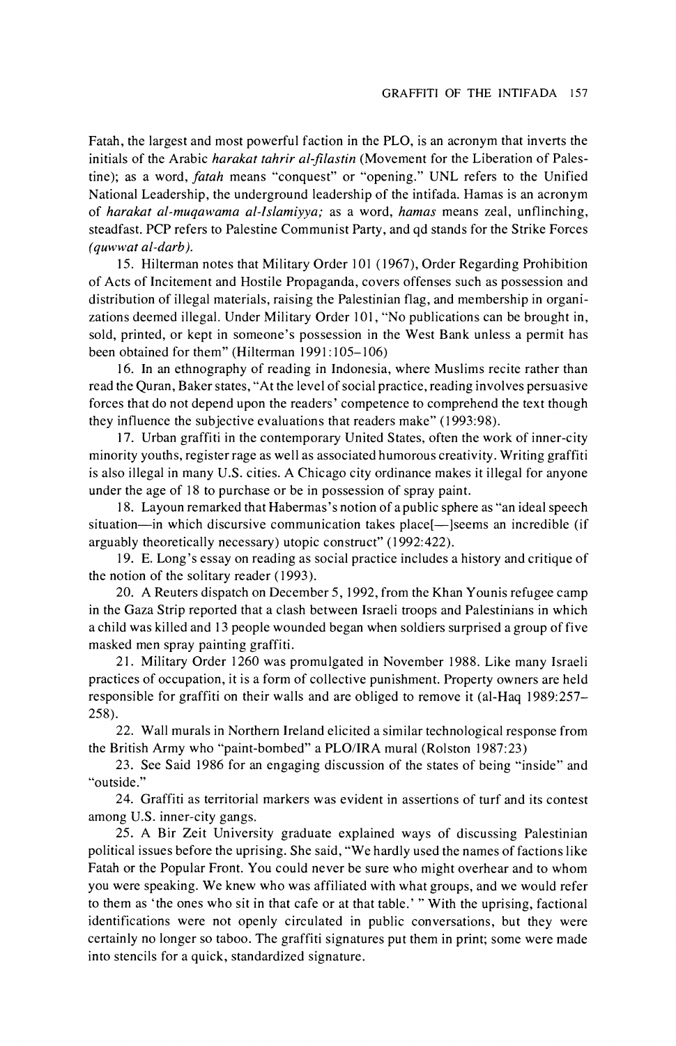Fatah, the largest and most powerful faction in the PLO, is an acronym that inverts the initials of the Arabic *harakat tahrir al-filastin* (Movement for the Liberation of Palestine); as a word, *fatah* means "conquest" or "opening." UNL refers to the Unified National Leadership, the underground leadership of the intifada. Hamas is an acronym of *harakat al-muqawama al-Islamiyya;* as a word, *hamas* means zeal, unflinching, steadfast. PCP refers to Palestine Communist Party, and qd stands for the Strike Forces *(quwwat al-darb).*

15. Hilterman notes that Military Order 101 (1967), Order Regarding Prohibition of Acts of Incitement and Hostile Propaganda, covers offenses such as possession and distribution of illegal materials, raising the Palestinian flag, and membership in organizations deemed illegal. Under Military Order 101, "No publications can be brought in, sold, printed, or kept in someone's possession in the West Bank unless a permit has been obtained for them" (Hilterman 1991:105–106)

16. In an ethnography of reading in Indonesia, where Muslims recite rather than read the Quran, Baker states, "At the level of social practice, reading involves persuasive forces that do not depend upon the readers' competence to comprehend the text though they influence the subjective evaluations that readers make" (1993:98).

17. Urban graffiti in the contemporary United States, often the work of inner-city minority youths, register rage as well as associated humorous creativity. Writing graffiti is also illegal in many U.S. cities. A Chicago city ordinance makes it illegal for anyone under the age of 18 to purchase or be in possession of spray paint.

18. Layoun remarked that Habermas's notion of a public sphere as "an ideal speech situation—in which discursive communication takes place[—]seems an incredible (if arguably theoretically necessary) utopic construct" (1992:422).

19. E. Long's essay on reading as social practice includes a history and critique of the notion of the solitary reader (1993).

20. A Reuters dispatch on December 5, 1992, from the Khan Younis refugee camp in the Gaza Strip reported that a clash between Israeli troops and Palestinians in which a child was killed and 13 people wounded began when soldiers surprised a group of five masked men spray painting graffiti.

21. Military Order 1260 was promulgated in November 1988. Like many Israeli practices of occupation, it is a form of collective punishment. Property owners are held responsible for graffiti on their walls and are obliged to remove it (al-Haq 1989:257–258).

22. Wall murals in Northern Ireland elicited a similar technological response from the British Army who "paint-bombed" a PLO/IRA mural (Rolston 1987:23)

23. See Said 1986 for an engaging discussion of the states of being "inside" and "outside."

24. Graffiti as territorial markers was evident in assertions of turf and its contest among U.S. inner-city gangs.

25. A Bir Zeit University graduate explained ways of discussing Palestinian political issues before the uprising. She said, "We hardly used the names of factions like Fatah or the Popular Front. You could never be sure who might overhear and to whom you were speaking. We knew who was affiliated with what groups, and we would refer to them as 'the ones who sit in that cafe or at that table.' " With the uprising, factional identifications were not openly circulated in public conversations, but they were certainly no longer so taboo. The graffiti signatures put them in print; some were made into stencils for a quick, standardized signature.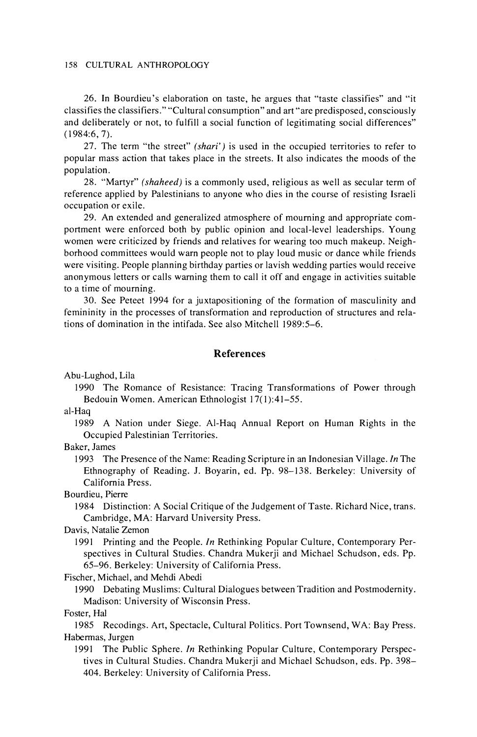26. In Bourdieu's elaboration on taste, he argues that "taste classifies" and "it classifies the classifiers." "Cultural consumption" and art "are predisposed, consciously and deliberately or not, to fulfill a social function of legitimating social differences" (1984:6, 7).

27. The term "the street" *(shari')* is used in the occupied territories to refer to popular mass action that takes place in the streets. It also indicates the moods of the population.

28. "Martyr" *(shaheed)* is a commonly used, religious as well as secular term of reference applied by Palestinians to anyone who dies in the course of resisting Israeli occupation or exile.

29. An extended and generalized atmosphere of mourning and appropriate comportment were enforced both by public opinion and local-level leaderships. Young women were criticized by friends and relatives for wearing too much makeup. Neighborhood committees would warn people not to play loud music or dance while friends were visiting. People planning birthday parties or lavish wedding parties would receive anonymous letters or calls warning them to call it off and engage in activities suitable to a time of mourning.

30. See Peteet 1994 for a juxtapositioning of the formation of masculinity and femininity in the processes of transformation and reproduction of structures and relations of domination in the intifada. See also Mitchell 1989:5–6.

## References

Abu-Lughod, Lila
1990 The Romance of Resistance: Tracing Transformations of Power through Bedouin Women. American Ethnologist 17(1):41–55.

al-Haq
1989 A Nation under Siege. Al-Haq Annual Report on Human Rights in the Occupied Palestinian Territories.

Baker, James
1993 The Presence of the Name: Reading Scripture in an Indonesian Village. *In* The Ethnography of Reading. J. Boyarin, ed. Pp. 98–138. Berkeley: University of California Press.

Bourdieu, Pierre
1984 Distinction: A Social Critique of the Judgement of Taste. Richard Nice, trans. Cambridge, MA: Harvard University Press.

Davis, Natalie Zemon
1991 Printing and the People. *In* Rethinking Popular Culture, Contemporary Perspectives in Cultural Studies. Chandra Mukerji and Michael Schudson, eds. Pp. 65–96. Berkeley: University of California Press.

Fischer, Michael, and Mehdi Abedi
1990 Debating Muslims: Cultural Dialogues between Tradition and Postmodernity. Madison: University of Wisconsin Press.

Foster, Hal
1985 Recodings. Art, Spectacle, Cultural Politics. Port Townsend, WA: Bay Press.

Habermas, Jurgen
1991 The Public Sphere. *In* Rethinking Popular Culture, Contemporary Perspectives in Cultural Studies. Chandra Mukerji and Michael Schudson, eds. Pp. 398–404. Berkeley: University of California Press.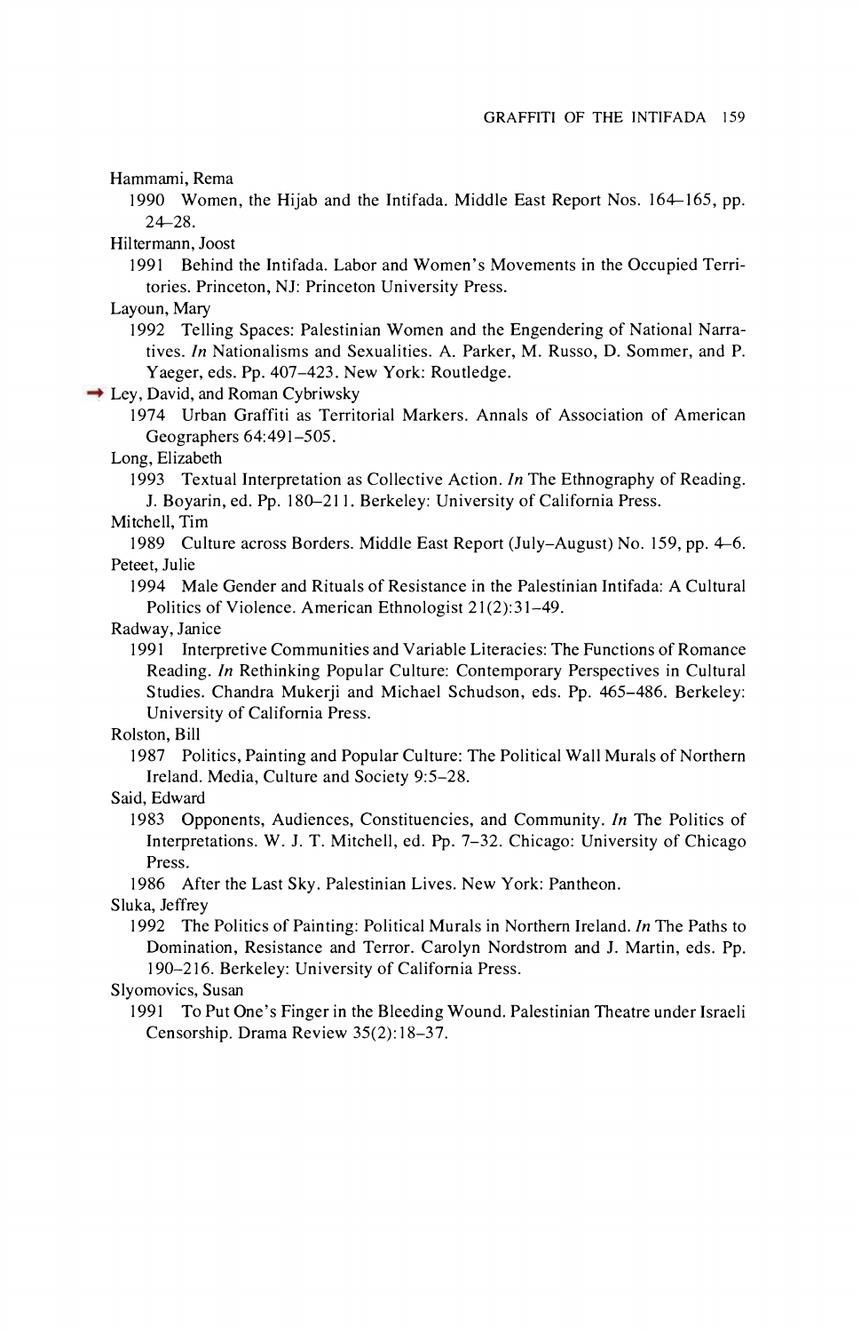Hammami, Rema

1990 Women, the Hijab and the Intifada. Middle East Report Nos. 164–165, pp. 24–28.

Hiltermann, Joost

1991 Behind the Intifada. Labor and Women's Movements in the Occupied Territories. Princeton, NJ: Princeton University Press.

Layoun, Mary

1992 Telling Spaces: Palestinian Women and the Engendering of National Narratives. *In* Nationalisms and Sexualities. A. Parker, M. Russo, D. Sommer, and P. Yaeger, eds. Pp. 407–423. New York: Routledge.

Ley, David, and Roman Cybriwsky

1974 Urban Graffiti as Territorial Markers. Annals of Association of American Geographers 64:491–505.

Long, Elizabeth

1993 Textual Interpretation as Collective Action. *In* The Ethnography of Reading. J. Boyarin, ed. Pp. 180–211. Berkeley: University of California Press.

Mitchell, Tim

1989 Culture across Borders. Middle East Report (July–August) No. 159, pp. 4–6.

Peteet, Julie

1994 Male Gender and Rituals of Resistance in the Palestinian Intifada: A Cultural Politics of Violence. American Ethnologist 21(2):31–49.

Radway, Janice

1991 Interpretive Communities and Variable Literacies: The Functions of Romance Reading. *In* Rethinking Popular Culture: Contemporary Perspectives in Cultural Studies. Chandra Mukerji and Michael Schudson, eds. Pp. 465–486. Berkeley: University of California Press.

Rolston, Bill

1987 Politics, Painting and Popular Culture: The Political Wall Murals of Northern Ireland. Media, Culture and Society 9:5–28.

Said, Edward

1983 Opponents, Audiences, Constituencies, and Community. *In* The Politics of Interpretations. W. J. T. Mitchell, ed. Pp. 7–32. Chicago: University of Chicago Press.

1986 After the Last Sky. Palestinian Lives. New York: Pantheon.

Sluka, Jeffrey

1992 The Politics of Painting: Political Murals in Northern Ireland. *In* The Paths to Domination, Resistance and Terror. Carolyn Nordstrom and J. Martin, eds. Pp. 190–216. Berkeley: University of California Press.

Slyomovics, Susan

1991 To Put One's Finger in the Bleeding Wound. Palestinian Theatre under Israeli Censorship. Drama Review 35(2):18–37.